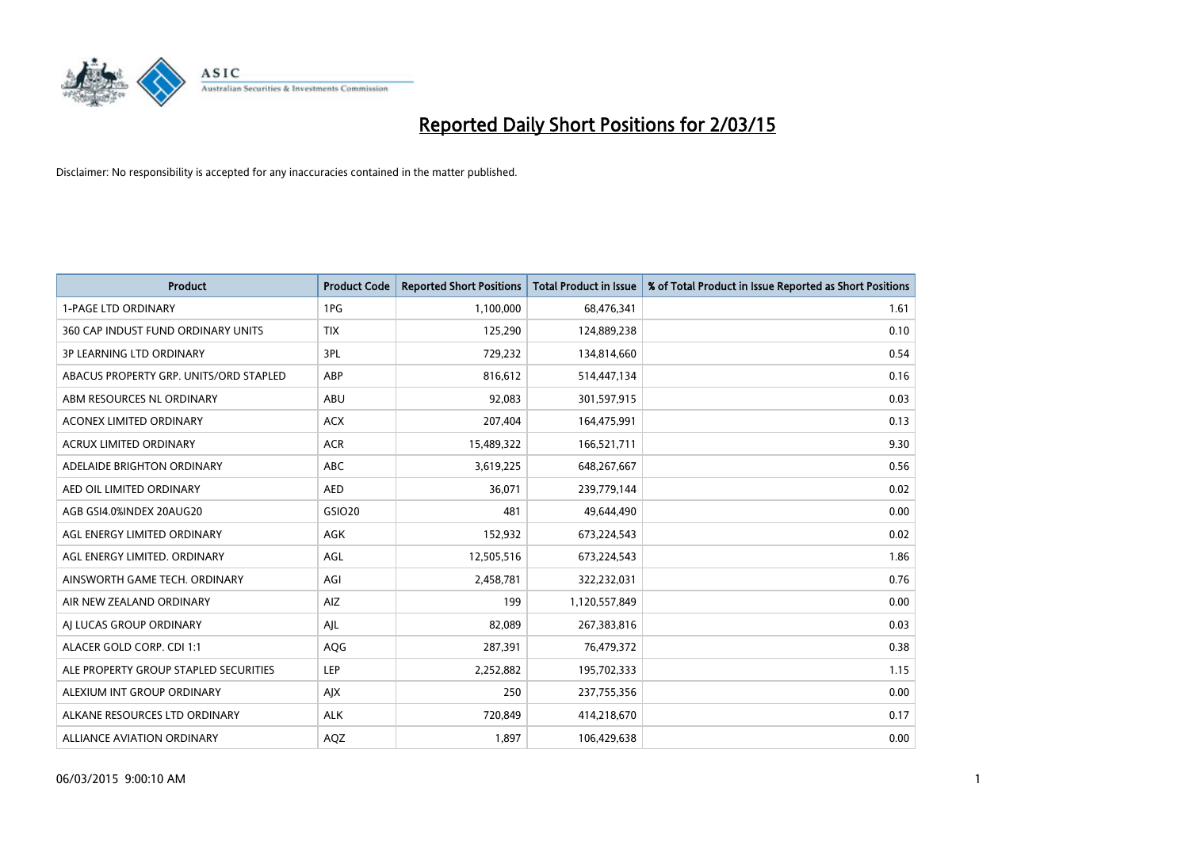# Reported Daily Short Positions for 2/03/15

Disclaimer: No responsibility is accepted for any inaccuracies contained in the matter published.

| Product | Product Code | Reported Short Positions | Total Product in Issue | % of Total Product in Issue Reported as Short Positions |
|---|---|---|---|---|
| 1-PAGE LTD ORDINARY | 1PG | 1,100,000 | 68,476,341 | 1.61 |
| 360 CAP INDUST FUND ORDINARY UNITS | TIX | 125,290 | 124,889,238 | 0.10 |
| 3P LEARNING LTD ORDINARY | 3PL | 729,232 | 134,814,660 | 0.54 |
| ABACUS PROPERTY GRP. UNITS/ORD STAPLED | ABP | 816,612 | 514,447,134 | 0.16 |
| ABM RESOURCES NL ORDINARY | ABU | 92,083 | 301,597,915 | 0.03 |
| ACONEX LIMITED ORDINARY | ACX | 207,404 | 164,475,991 | 0.13 |
| ACRUX LIMITED ORDINARY | ACR | 15,489,322 | 166,521,711 | 9.30 |
| ADELAIDE BRIGHTON ORDINARY | ABC | 3,619,225 | 648,267,667 | 0.56 |
| AED OIL LIMITED ORDINARY | AED | 36,071 | 239,779,144 | 0.02 |
| AGB GSI4.0%INDEX 20AUG20 | GSIO20 | 481 | 49,644,490 | 0.00 |
| AGL ENERGY LIMITED ORDINARY | AGK | 152,932 | 673,224,543 | 0.02 |
| AGL ENERGY LIMITED. ORDINARY | AGL | 12,505,516 | 673,224,543 | 1.86 |
| AINSWORTH GAME TECH. ORDINARY | AGI | 2,458,781 | 322,232,031 | 0.76 |
| AIR NEW ZEALAND ORDINARY | AIZ | 199 | 1,120,557,849 | 0.00 |
| AJ LUCAS GROUP ORDINARY | AJL | 82,089 | 267,383,816 | 0.03 |
| ALACER GOLD CORP. CDI 1:1 | AQG | 287,391 | 76,479,372 | 0.38 |
| ALE PROPERTY GROUP STAPLED SECURITIES | LEP | 2,252,882 | 195,702,333 | 1.15 |
| ALEXIUM INT GROUP ORDINARY | AJX | 250 | 237,755,356 | 0.00 |
| ALKANE RESOURCES LTD ORDINARY | ALK | 720,849 | 414,218,670 | 0.17 |
| ALLIANCE AVIATION ORDINARY | AQZ | 1,897 | 106,429,638 | 0.00 |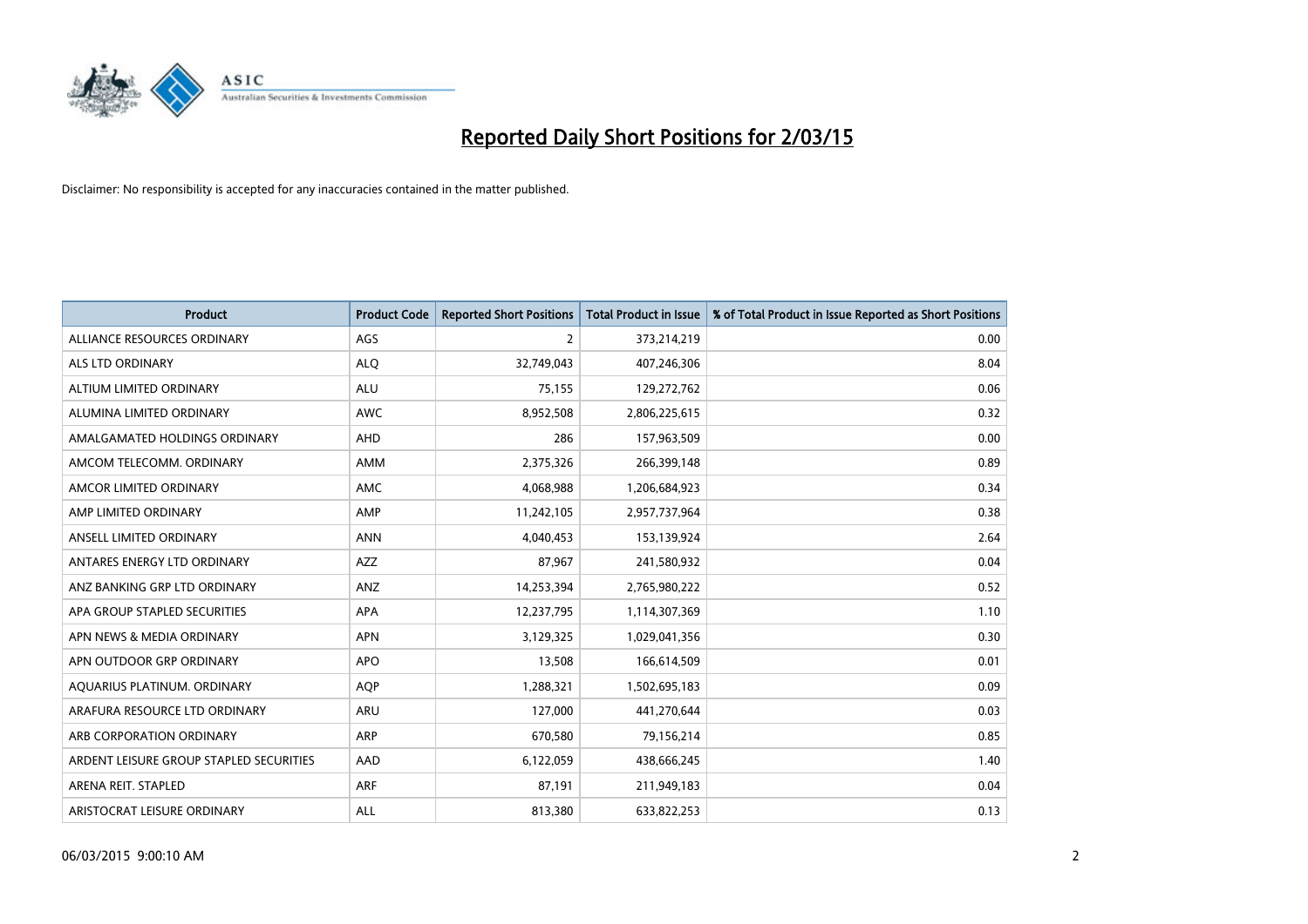# Reported Daily Short Positions for 2/03/15

Disclaimer: No responsibility is accepted for any inaccuracies contained in the matter published.

| Product | Product Code | Reported Short Positions | Total Product in Issue | % of Total Product in Issue Reported as Short Positions |
|---|---|---|---|---|
| ALLIANCE RESOURCES ORDINARY | AGS | 2 | 373,214,219 | 0.00 |
| ALS LTD ORDINARY | ALQ | 32,749,043 | 407,246,306 | 8.04 |
| ALTIUM LIMITED ORDINARY | ALU | 75,155 | 129,272,762 | 0.06 |
| ALUMINA LIMITED ORDINARY | AWC | 8,952,508 | 2,806,225,615 | 0.32 |
| AMALGAMATED HOLDINGS ORDINARY | AHD | 286 | 157,963,509 | 0.00 |
| AMCOM TELECOMM. ORDINARY | AMM | 2,375,326 | 266,399,148 | 0.89 |
| AMCOR LIMITED ORDINARY | AMC | 4,068,988 | 1,206,684,923 | 0.34 |
| AMP LIMITED ORDINARY | AMP | 11,242,105 | 2,957,737,964 | 0.38 |
| ANSELL LIMITED ORDINARY | ANN | 4,040,453 | 153,139,924 | 2.64 |
| ANTARES ENERGY LTD ORDINARY | AZZ | 87,967 | 241,580,932 | 0.04 |
| ANZ BANKING GRP LTD ORDINARY | ANZ | 14,253,394 | 2,765,980,222 | 0.52 |
| APA GROUP STAPLED SECURITIES | APA | 12,237,795 | 1,114,307,369 | 1.10 |
| APN NEWS & MEDIA ORDINARY | APN | 3,129,325 | 1,029,041,356 | 0.30 |
| APN OUTDOOR GRP ORDINARY | APO | 13,508 | 166,614,509 | 0.01 |
| AQUARIUS PLATINUM. ORDINARY | AQP | 1,288,321 | 1,502,695,183 | 0.09 |
| ARAFURA RESOURCE LTD ORDINARY | ARU | 127,000 | 441,270,644 | 0.03 |
| ARB CORPORATION ORDINARY | ARP | 670,580 | 79,156,214 | 0.85 |
| ARDENT LEISURE GROUP STAPLED SECURITIES | AAD | 6,122,059 | 438,666,245 | 1.40 |
| ARENA REIT. STAPLED | ARF | 87,191 | 211,949,183 | 0.04 |
| ARISTOCRAT LEISURE ORDINARY | ALL | 813,380 | 633,822,253 | 0.13 |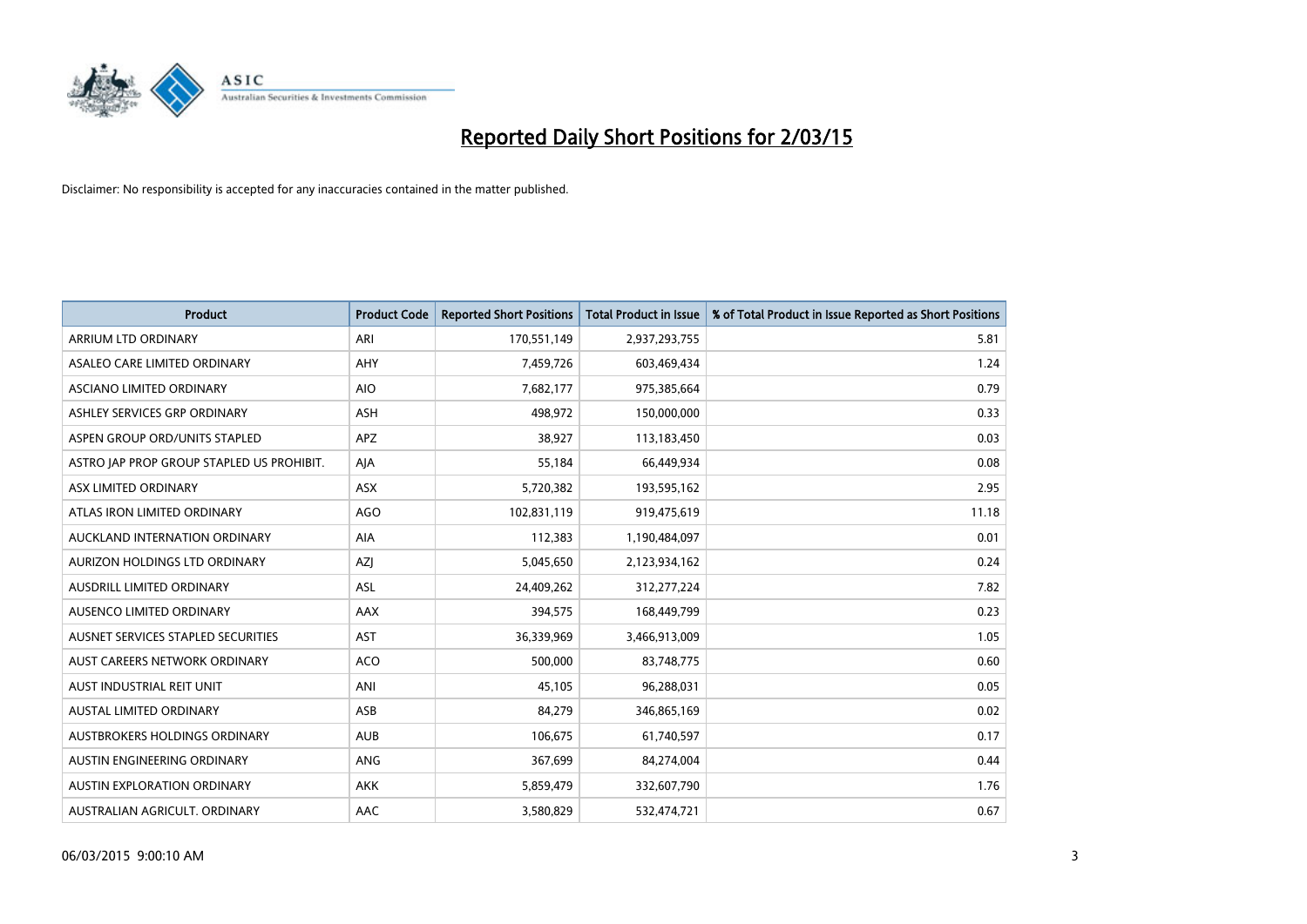# Reported Daily Short Positions for 2/03/15

Disclaimer: No responsibility is accepted for any inaccuracies contained in the matter published.

| Product | Product Code | Reported Short Positions | Total Product in Issue | % of Total Product in Issue Reported as Short Positions |
|---|---|---|---|---|
| ARRIUM LTD ORDINARY | ARI | 170,551,149 | 2,937,293,755 | 5.81 |
| ASALEO CARE LIMITED ORDINARY | AHY | 7,459,726 | 603,469,434 | 1.24 |
| ASCIANO LIMITED ORDINARY | AIO | 7,682,177 | 975,385,664 | 0.79 |
| ASHLEY SERVICES GRP ORDINARY | ASH | 498,972 | 150,000,000 | 0.33 |
| ASPEN GROUP ORD/UNITS STAPLED | APZ | 38,927 | 113,183,450 | 0.03 |
| ASTRO JAP PROP GROUP STAPLED US PROHIBIT. | AJA | 55,184 | 66,449,934 | 0.08 |
| ASX LIMITED ORDINARY | ASX | 5,720,382 | 193,595,162 | 2.95 |
| ATLAS IRON LIMITED ORDINARY | AGO | 102,831,119 | 919,475,619 | 11.18 |
| AUCKLAND INTERNATION ORDINARY | AIA | 112,383 | 1,190,484,097 | 0.01 |
| AURIZON HOLDINGS LTD ORDINARY | AZJ | 5,045,650 | 2,123,934,162 | 0.24 |
| AUSDRILL LIMITED ORDINARY | ASL | 24,409,262 | 312,277,224 | 7.82 |
| AUSENCO LIMITED ORDINARY | AAX | 394,575 | 168,449,799 | 0.23 |
| AUSNET SERVICES STAPLED SECURITIES | AST | 36,339,969 | 3,466,913,009 | 1.05 |
| AUST CAREERS NETWORK ORDINARY | ACO | 500,000 | 83,748,775 | 0.60 |
| AUST INDUSTRIAL REIT UNIT | ANI | 45,105 | 96,288,031 | 0.05 |
| AUSTAL LIMITED ORDINARY | ASB | 84,279 | 346,865,169 | 0.02 |
| AUSTBROKERS HOLDINGS ORDINARY | AUB | 106,675 | 61,740,597 | 0.17 |
| AUSTIN ENGINEERING ORDINARY | ANG | 367,699 | 84,274,004 | 0.44 |
| AUSTIN EXPLORATION ORDINARY | AKK | 5,859,479 | 332,607,790 | 1.76 |
| AUSTRALIAN AGRICULT. ORDINARY | AAC | 3,580,829 | 532,474,721 | 0.67 |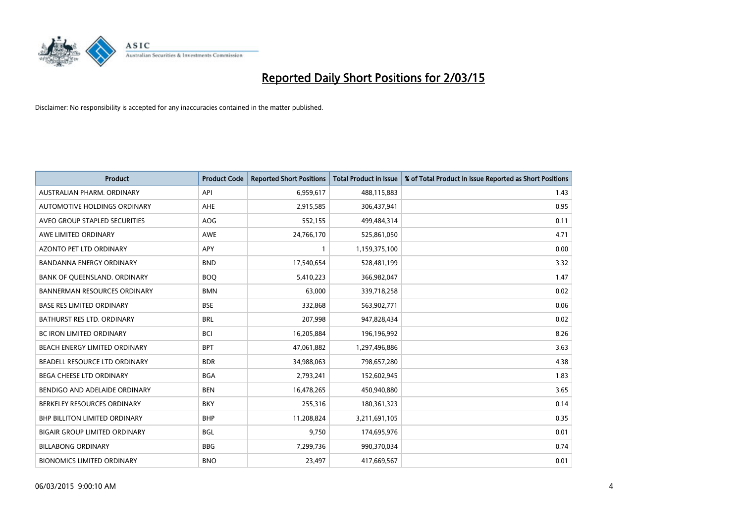# Reported Daily Short Positions for 2/03/15

Disclaimer: No responsibility is accepted for any inaccuracies contained in the matter published.

| Product | Product Code | Reported Short Positions | Total Product in Issue | % of Total Product in Issue Reported as Short Positions |
|---|---|---|---|---|
| AUSTRALIAN PHARM. ORDINARY | API | 6,959,617 | 488,115,883 | 1.43 |
| AUTOMOTIVE HOLDINGS ORDINARY | AHE | 2,915,585 | 306,437,941 | 0.95 |
| AVEO GROUP STAPLED SECURITIES | AOG | 552,155 | 499,484,314 | 0.11 |
| AWE LIMITED ORDINARY | AWE | 24,766,170 | 525,861,050 | 4.71 |
| AZONTO PET LTD ORDINARY | APY | 1 | 1,159,375,100 | 0.00 |
| BANDANNA ENERGY ORDINARY | BND | 17,540,654 | 528,481,199 | 3.32 |
| BANK OF QUEENSLAND. ORDINARY | BOQ | 5,410,223 | 366,982,047 | 1.47 |
| BANNERMAN RESOURCES ORDINARY | BMN | 63,000 | 339,718,258 | 0.02 |
| BASE RES LIMITED ORDINARY | BSE | 332,868 | 563,902,771 | 0.06 |
| BATHURST RES LTD. ORDINARY | BRL | 207,998 | 947,828,434 | 0.02 |
| BC IRON LIMITED ORDINARY | BCI | 16,205,884 | 196,196,992 | 8.26 |
| BEACH ENERGY LIMITED ORDINARY | BPT | 47,061,882 | 1,297,496,886 | 3.63 |
| BEADELL RESOURCE LTD ORDINARY | BDR | 34,988,063 | 798,657,280 | 4.38 |
| BEGA CHEESE LTD ORDINARY | BGA | 2,793,241 | 152,602,945 | 1.83 |
| BENDIGO AND ADELAIDE ORDINARY | BEN | 16,478,265 | 450,940,880 | 3.65 |
| BERKELEY RESOURCES ORDINARY | BKY | 255,316 | 180,361,323 | 0.14 |
| BHP BILLITON LIMITED ORDINARY | BHP | 11,208,824 | 3,211,691,105 | 0.35 |
| BIGAIR GROUP LIMITED ORDINARY | BGL | 9,750 | 174,695,976 | 0.01 |
| BILLABONG ORDINARY | BBG | 7,299,736 | 990,370,034 | 0.74 |
| BIONOMICS LIMITED ORDINARY | BNO | 23,497 | 417,669,567 | 0.01 |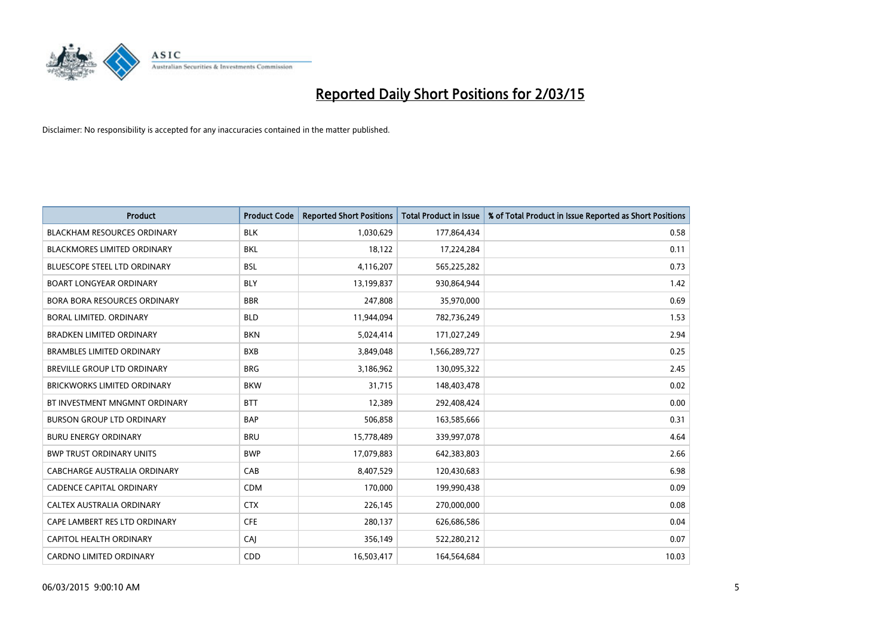# Reported Daily Short Positions for 2/03/15

Disclaimer: No responsibility is accepted for any inaccuracies contained in the matter published.

| Product | Product Code | Reported Short Positions | Total Product in Issue | % of Total Product in Issue Reported as Short Positions |
|---|---|---|---|---|
| BLACKHAM RESOURCES ORDINARY | BLK | 1,030,629 | 177,864,434 | 0.58 |
| BLACKMORES LIMITED ORDINARY | BKL | 18,122 | 17,224,284 | 0.11 |
| BLUESCOPE STEEL LTD ORDINARY | BSL | 4,116,207 | 565,225,282 | 0.73 |
| BOART LONGYEAR ORDINARY | BLY | 13,199,837 | 930,864,944 | 1.42 |
| BORA BORA RESOURCES ORDINARY | BBR | 247,808 | 35,970,000 | 0.69 |
| BORAL LIMITED. ORDINARY | BLD | 11,944,094 | 782,736,249 | 1.53 |
| BRADKEN LIMITED ORDINARY | BKN | 5,024,414 | 171,027,249 | 2.94 |
| BRAMBLES LIMITED ORDINARY | BXB | 3,849,048 | 1,566,289,727 | 0.25 |
| BREVILLE GROUP LTD ORDINARY | BRG | 3,186,962 | 130,095,322 | 2.45 |
| BRICKWORKS LIMITED ORDINARY | BKW | 31,715 | 148,403,478 | 0.02 |
| BT INVESTMENT MNGMNT ORDINARY | BTT | 12,389 | 292,408,424 | 0.00 |
| BURSON GROUP LTD ORDINARY | BAP | 506,858 | 163,585,666 | 0.31 |
| BURU ENERGY ORDINARY | BRU | 15,778,489 | 339,997,078 | 4.64 |
| BWP TRUST ORDINARY UNITS | BWP | 17,079,883 | 642,383,803 | 2.66 |
| CABCHARGE AUSTRALIA ORDINARY | CAB | 8,407,529 | 120,430,683 | 6.98 |
| CADENCE CAPITAL ORDINARY | CDM | 170,000 | 199,990,438 | 0.09 |
| CALTEX AUSTRALIA ORDINARY | CTX | 226,145 | 270,000,000 | 0.08 |
| CAPE LAMBERT RES LTD ORDINARY | CFE | 280,137 | 626,686,586 | 0.04 |
| CAPITOL HEALTH ORDINARY | CAJ | 356,149 | 522,280,212 | 0.07 |
| CARDNO LIMITED ORDINARY | CDD | 16,503,417 | 164,564,684 | 10.03 |

06/03/2015 9:00:10 AM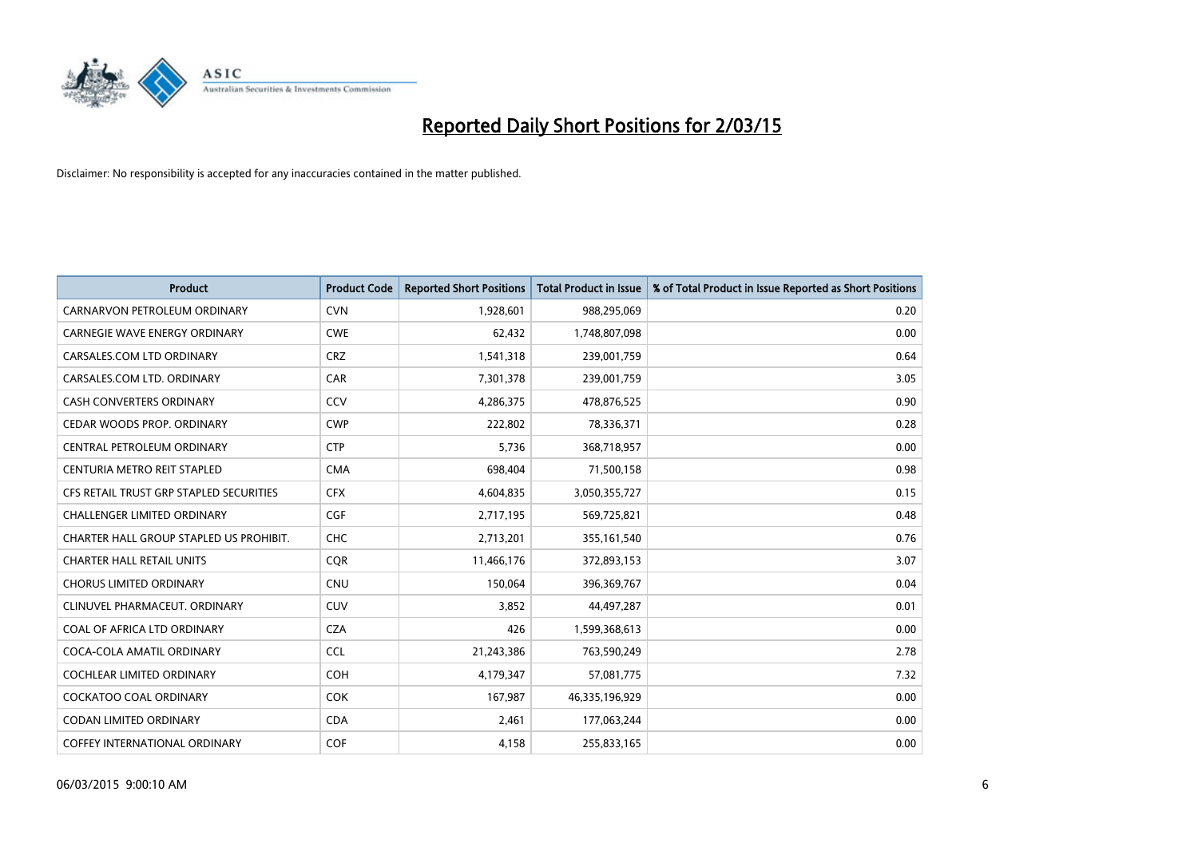# Reported Daily Short Positions for 2/03/15

Disclaimer: No responsibility is accepted for any inaccuracies contained in the matter published.

| Product | Product Code | Reported Short Positions | Total Product in Issue | % of Total Product in Issue Reported as Short Positions |
|---|---|---|---|---|
| CARNARVON PETROLEUM ORDINARY | CVN | 1,928,601 | 988,295,069 | 0.20 |
| CARNEGIE WAVE ENERGY ORDINARY | CWE | 62,432 | 1,748,807,098 | 0.00 |
| CARSALES.COM LTD ORDINARY | CRZ | 1,541,318 | 239,001,759 | 0.64 |
| CARSALES.COM LTD. ORDINARY | CAR | 7,301,378 | 239,001,759 | 3.05 |
| CASH CONVERTERS ORDINARY | CCV | 4,286,375 | 478,876,525 | 0.90 |
| CEDAR WOODS PROP. ORDINARY | CWP | 222,802 | 78,336,371 | 0.28 |
| CENTRAL PETROLEUM ORDINARY | CTP | 5,736 | 368,718,957 | 0.00 |
| CENTURIA METRO REIT STAPLED | CMA | 698,404 | 71,500,158 | 0.98 |
| CFS RETAIL TRUST GRP STAPLED SECURITIES | CFX | 4,604,835 | 3,050,355,727 | 0.15 |
| CHALLENGER LIMITED ORDINARY | CGF | 2,717,195 | 569,725,821 | 0.48 |
| CHARTER HALL GROUP STAPLED US PROHIBIT. | CHC | 2,713,201 | 355,161,540 | 0.76 |
| CHARTER HALL RETAIL UNITS | CQR | 11,466,176 | 372,893,153 | 3.07 |
| CHORUS LIMITED ORDINARY | CNU | 150,064 | 396,369,767 | 0.04 |
| CLINUVEL PHARMACEUT. ORDINARY | CUV | 3,852 | 44,497,287 | 0.01 |
| COAL OF AFRICA LTD ORDINARY | CZA | 426 | 1,599,368,613 | 0.00 |
| COCA-COLA AMATIL ORDINARY | CCL | 21,243,386 | 763,590,249 | 2.78 |
| COCHLEAR LIMITED ORDINARY | COH | 4,179,347 | 57,081,775 | 7.32 |
| COCKATOO COAL ORDINARY | COK | 167,987 | 46,335,196,929 | 0.00 |
| CODAN LIMITED ORDINARY | CDA | 2,461 | 177,063,244 | 0.00 |
| COFFEY INTERNATIONAL ORDINARY | COF | 4,158 | 255,833,165 | 0.00 |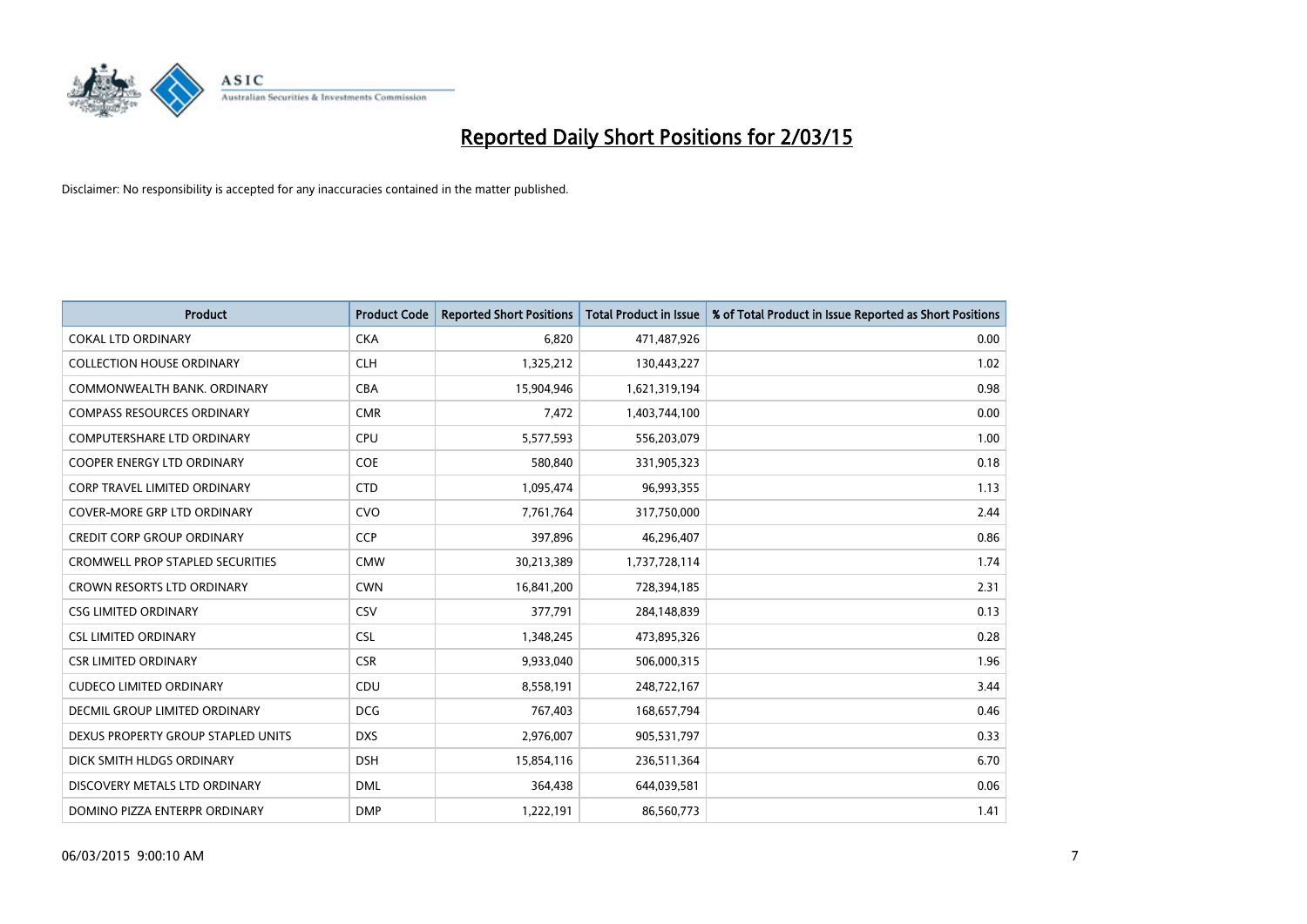# Reported Daily Short Positions for 2/03/15

Disclaimer: No responsibility is accepted for any inaccuracies contained in the matter published.

| Product | Product Code | Reported Short Positions | Total Product in Issue | % of Total Product in Issue Reported as Short Positions |
|---|---|---|---|---|
| COKAL LTD ORDINARY | CKA | 6,820 | 471,487,926 | 0.00 |
| COLLECTION HOUSE ORDINARY | CLH | 1,325,212 | 130,443,227 | 1.02 |
| COMMONWEALTH BANK. ORDINARY | CBA | 15,904,946 | 1,621,319,194 | 0.98 |
| COMPASS RESOURCES ORDINARY | CMR | 7,472 | 1,403,744,100 | 0.00 |
| COMPUTERSHARE LTD ORDINARY | CPU | 5,577,593 | 556,203,079 | 1.00 |
| COOPER ENERGY LTD ORDINARY | COE | 580,840 | 331,905,323 | 0.18 |
| CORP TRAVEL LIMITED ORDINARY | CTD | 1,095,474 | 96,993,355 | 1.13 |
| COVER-MORE GRP LTD ORDINARY | CVO | 7,761,764 | 317,750,000 | 2.44 |
| CREDIT CORP GROUP ORDINARY | CCP | 397,896 | 46,296,407 | 0.86 |
| CROMWELL PROP STAPLED SECURITIES | CMW | 30,213,389 | 1,737,728,114 | 1.74 |
| CROWN RESORTS LTD ORDINARY | CWN | 16,841,200 | 728,394,185 | 2.31 |
| CSG LIMITED ORDINARY | CSV | 377,791 | 284,148,839 | 0.13 |
| CSL LIMITED ORDINARY | CSL | 1,348,245 | 473,895,326 | 0.28 |
| CSR LIMITED ORDINARY | CSR | 9,933,040 | 506,000,315 | 1.96 |
| CUDECO LIMITED ORDINARY | CDU | 8,558,191 | 248,722,167 | 3.44 |
| DECMIL GROUP LIMITED ORDINARY | DCG | 767,403 | 168,657,794 | 0.46 |
| DEXUS PROPERTY GROUP STAPLED UNITS | DXS | 2,976,007 | 905,531,797 | 0.33 |
| DICK SMITH HLDGS ORDINARY | DSH | 15,854,116 | 236,511,364 | 6.70 |
| DISCOVERY METALS LTD ORDINARY | DML | 364,438 | 644,039,581 | 0.06 |
| DOMINO PIZZA ENTERPR ORDINARY | DMP | 1,222,191 | 86,560,773 | 1.41 |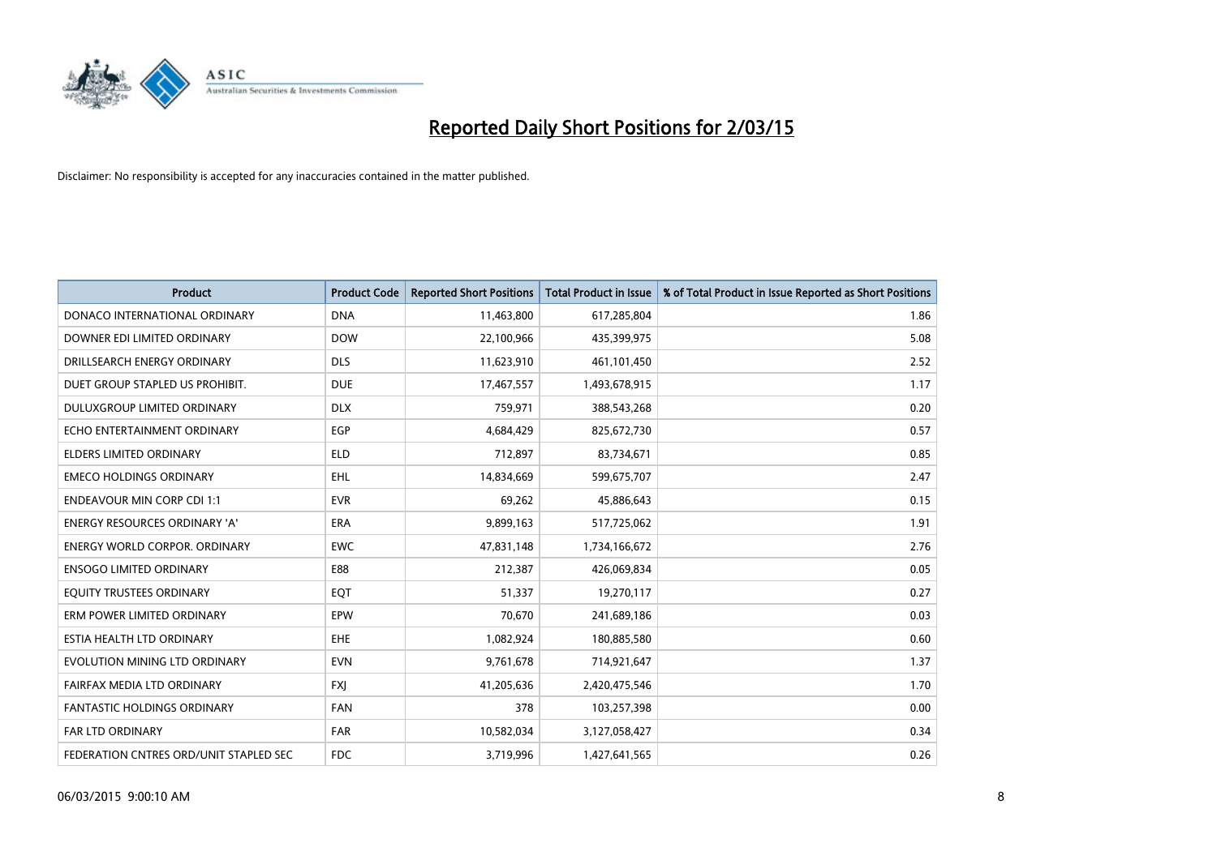# Reported Daily Short Positions for 2/03/15

Disclaimer: No responsibility is accepted for any inaccuracies contained in the matter published.

| Product | Product Code | Reported Short Positions | Total Product in Issue | % of Total Product in Issue Reported as Short Positions |
|---|---|---|---|---|
| DONACO INTERNATIONAL ORDINARY | DNA | 11,463,800 | 617,285,804 | 1.86 |
| DOWNER EDI LIMITED ORDINARY | DOW | 22,100,966 | 435,399,975 | 5.08 |
| DRILLSEARCH ENERGY ORDINARY | DLS | 11,623,910 | 461,101,450 | 2.52 |
| DUET GROUP STAPLED US PROHIBIT. | DUE | 17,467,557 | 1,493,678,915 | 1.17 |
| DULUXGROUP LIMITED ORDINARY | DLX | 759,971 | 388,543,268 | 0.20 |
| ECHO ENTERTAINMENT ORDINARY | EGP | 4,684,429 | 825,672,730 | 0.57 |
| ELDERS LIMITED ORDINARY | ELD | 712,897 | 83,734,671 | 0.85 |
| EMECO HOLDINGS ORDINARY | EHL | 14,834,669 | 599,675,707 | 2.47 |
| ENDEAVOUR MIN CORP CDI 1:1 | EVR | 69,262 | 45,886,643 | 0.15 |
| ENERGY RESOURCES ORDINARY 'A' | ERA | 9,899,163 | 517,725,062 | 1.91 |
| ENERGY WORLD CORPOR. ORDINARY | EWC | 47,831,148 | 1,734,166,672 | 2.76 |
| ENSOGO LIMITED ORDINARY | E88 | 212,387 | 426,069,834 | 0.05 |
| EQUITY TRUSTEES ORDINARY | EQT | 51,337 | 19,270,117 | 0.27 |
| ERM POWER LIMITED ORDINARY | EPW | 70,670 | 241,689,186 | 0.03 |
| ESTIA HEALTH LTD ORDINARY | EHE | 1,082,924 | 180,885,580 | 0.60 |
| EVOLUTION MINING LTD ORDINARY | EVN | 9,761,678 | 714,921,647 | 1.37 |
| FAIRFAX MEDIA LTD ORDINARY | FXJ | 41,205,636 | 2,420,475,546 | 1.70 |
| FANTASTIC HOLDINGS ORDINARY | FAN | 378 | 103,257,398 | 0.00 |
| FAR LTD ORDINARY | FAR | 10,582,034 | 3,127,058,427 | 0.34 |
| FEDERATION CNTRES ORD/UNIT STAPLED SEC | FDC | 3,719,996 | 1,427,641,565 | 0.26 |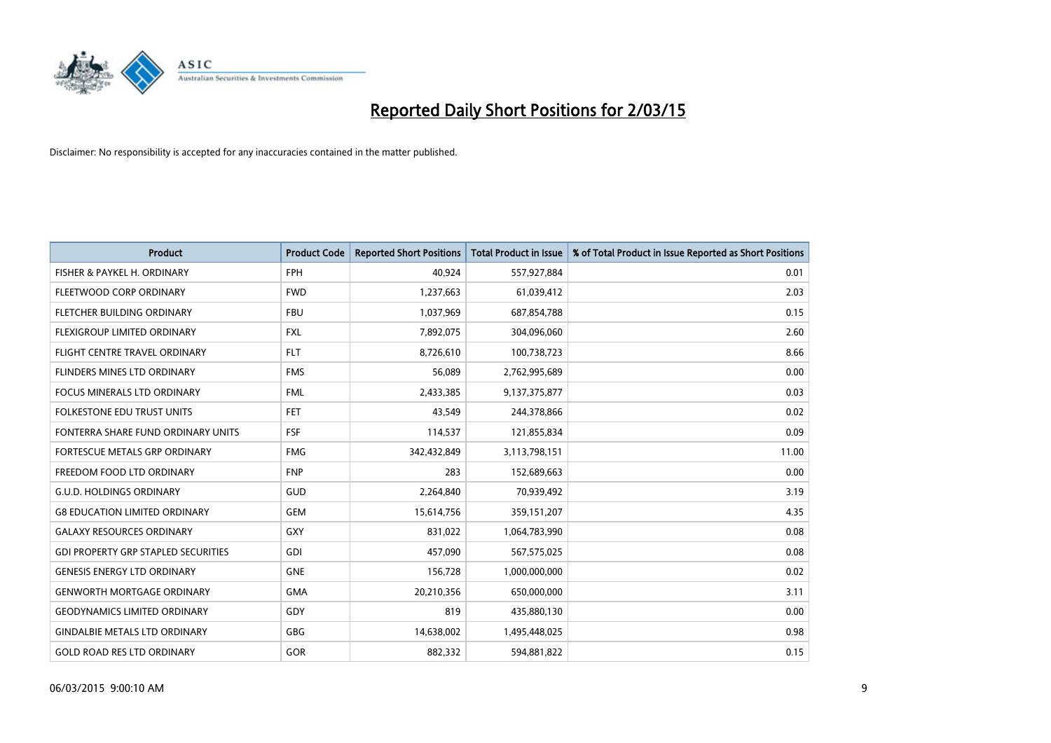# Reported Daily Short Positions for 2/03/15

Disclaimer: No responsibility is accepted for any inaccuracies contained in the matter published.

| Product | Product Code | Reported Short Positions | Total Product in Issue | % of Total Product in Issue Reported as Short Positions |
|---|---|---|---|---|
| FISHER & PAYKEL H. ORDINARY | FPH | 40,924 | 557,927,884 | 0.01 |
| FLEETWOOD CORP ORDINARY | FWD | 1,237,663 | 61,039,412 | 2.03 |
| FLETCHER BUILDING ORDINARY | FBU | 1,037,969 | 687,854,788 | 0.15 |
| FLEXIGROUP LIMITED ORDINARY | FXL | 7,892,075 | 304,096,060 | 2.60 |
| FLIGHT CENTRE TRAVEL ORDINARY | FLT | 8,726,610 | 100,738,723 | 8.66 |
| FLINDERS MINES LTD ORDINARY | FMS | 56,089 | 2,762,995,689 | 0.00 |
| FOCUS MINERALS LTD ORDINARY | FML | 2,433,385 | 9,137,375,877 | 0.03 |
| FOLKESTONE EDU TRUST UNITS | FET | 43,549 | 244,378,866 | 0.02 |
| FONTERRA SHARE FUND ORDINARY UNITS | FSF | 114,537 | 121,855,834 | 0.09 |
| FORTESCUE METALS GRP ORDINARY | FMG | 342,432,849 | 3,113,798,151 | 11.00 |
| FREEDOM FOOD LTD ORDINARY | FNP | 283 | 152,689,663 | 0.00 |
| G.U.D. HOLDINGS ORDINARY | GUD | 2,264,840 | 70,939,492 | 3.19 |
| G8 EDUCATION LIMITED ORDINARY | GEM | 15,614,756 | 359,151,207 | 4.35 |
| GALAXY RESOURCES ORDINARY | GXY | 831,022 | 1,064,783,990 | 0.08 |
| GDI PROPERTY GRP STAPLED SECURITIES | GDI | 457,090 | 567,575,025 | 0.08 |
| GENESIS ENERGY LTD ORDINARY | GNE | 156,728 | 1,000,000,000 | 0.02 |
| GENWORTH MORTGAGE ORDINARY | GMA | 20,210,356 | 650,000,000 | 3.11 |
| GEODYNAMICS LIMITED ORDINARY | GDY | 819 | 435,880,130 | 0.00 |
| GINDALBIE METALS LTD ORDINARY | GBG | 14,638,002 | 1,495,448,025 | 0.98 |
| GOLD ROAD RES LTD ORDINARY | GOR | 882,332 | 594,881,822 | 0.15 |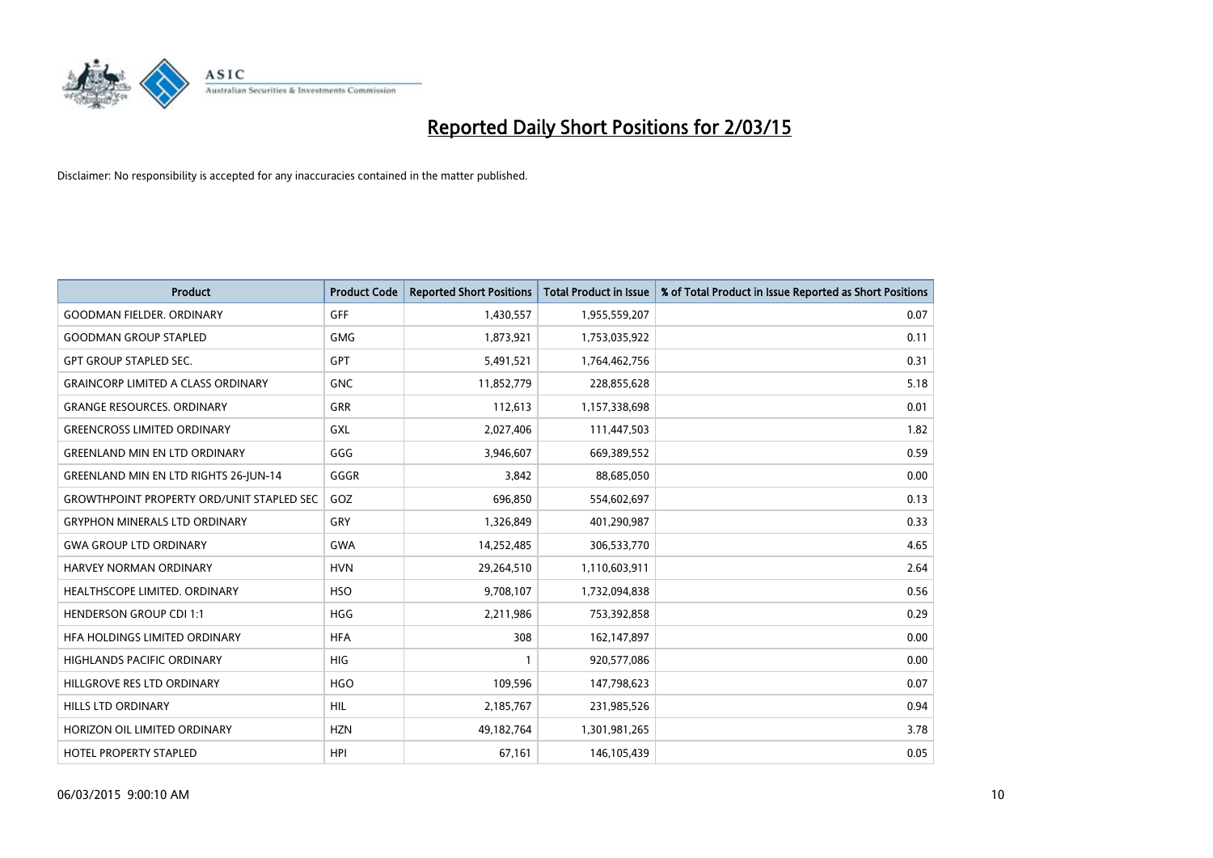# Reported Daily Short Positions for 2/03/15

Disclaimer: No responsibility is accepted for any inaccuracies contained in the matter published.

| Product | Product Code | Reported Short Positions | Total Product in Issue | % of Total Product in Issue Reported as Short Positions |
|---|---|---|---|---|
| GOODMAN FIELDER. ORDINARY | GFF | 1,430,557 | 1,955,559,207 | 0.07 |
| GOODMAN GROUP STAPLED | GMG | 1,873,921 | 1,753,035,922 | 0.11 |
| GPT GROUP STAPLED SEC. | GPT | 5,491,521 | 1,764,462,756 | 0.31 |
| GRAINCORP LIMITED A CLASS ORDINARY | GNC | 11,852,779 | 228,855,628 | 5.18 |
| GRANGE RESOURCES. ORDINARY | GRR | 112,613 | 1,157,338,698 | 0.01 |
| GREENCROSS LIMITED ORDINARY | GXL | 2,027,406 | 111,447,503 | 1.82 |
| GREENLAND MIN EN LTD ORDINARY | GGG | 3,946,607 | 669,389,552 | 0.59 |
| GREENLAND MIN EN LTD RIGHTS 26-JUN-14 | GGGR | 3,842 | 88,685,050 | 0.00 |
| GROWTHPOINT PROPERTY ORD/UNIT STAPLED SEC | GOZ | 696,850 | 554,602,697 | 0.13 |
| GRYPHON MINERALS LTD ORDINARY | GRY | 1,326,849 | 401,290,987 | 0.33 |
| GWA GROUP LTD ORDINARY | GWA | 14,252,485 | 306,533,770 | 4.65 |
| HARVEY NORMAN ORDINARY | HVN | 29,264,510 | 1,110,603,911 | 2.64 |
| HEALTHSCOPE LIMITED. ORDINARY | HSO | 9,708,107 | 1,732,094,838 | 0.56 |
| HENDERSON GROUP CDI 1:1 | HGG | 2,211,986 | 753,392,858 | 0.29 |
| HFA HOLDINGS LIMITED ORDINARY | HFA | 308 | 162,147,897 | 0.00 |
| HIGHLANDS PACIFIC ORDINARY | HIG | 1 | 920,577,086 | 0.00 |
| HILLGROVE RES LTD ORDINARY | HGO | 109,596 | 147,798,623 | 0.07 |
| HILLS LTD ORDINARY | HIL | 2,185,767 | 231,985,526 | 0.94 |
| HORIZON OIL LIMITED ORDINARY | HZN | 49,182,764 | 1,301,981,265 | 3.78 |
| HOTEL PROPERTY STAPLED | HPI | 67,161 | 146,105,439 | 0.05 |

06/03/2015 9:00:10 AM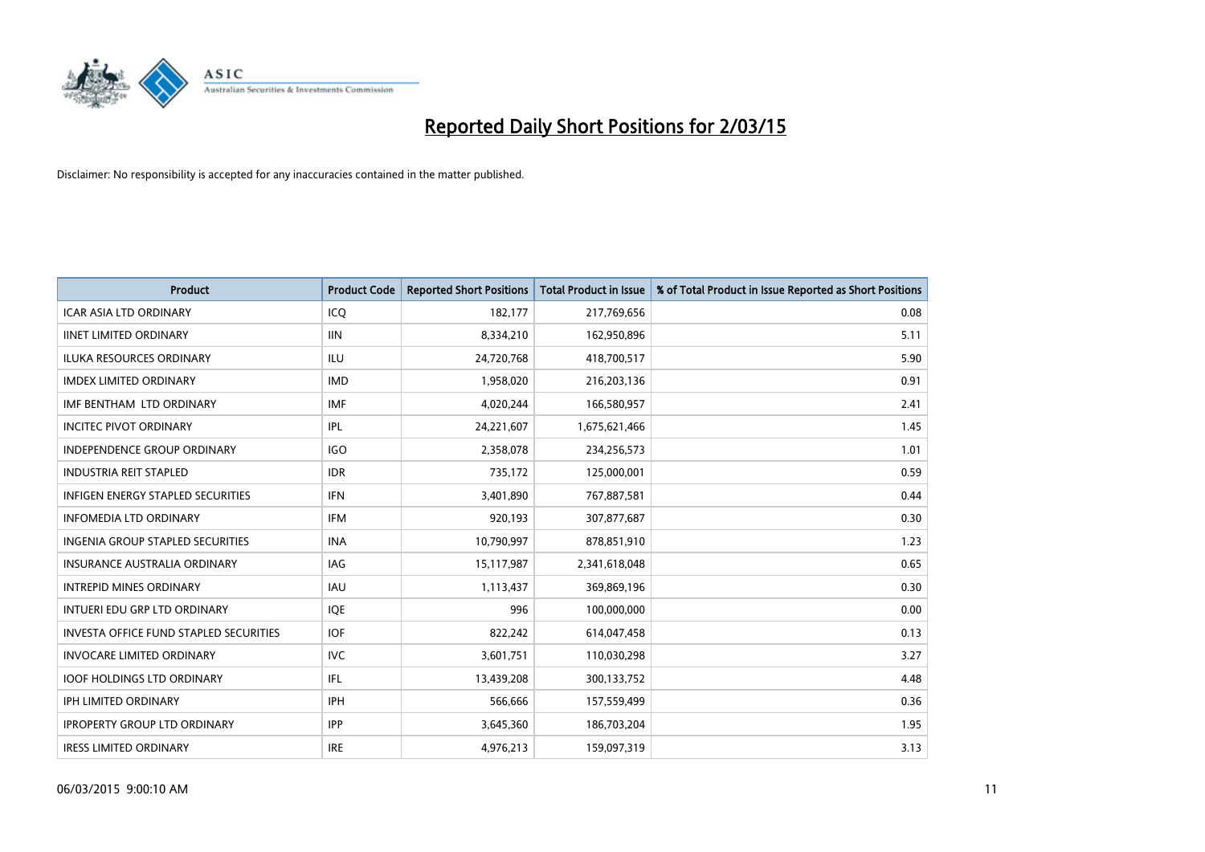# Reported Daily Short Positions for 2/03/15

Disclaimer: No responsibility is accepted for any inaccuracies contained in the matter published.

| Product | Product Code | Reported Short Positions | Total Product in Issue | % of Total Product in Issue Reported as Short Positions |
|---|---|---|---|---|
| ICAR ASIA LTD ORDINARY | ICQ | 182,177 | 217,769,656 | 0.08 |
| IINET LIMITED ORDINARY | IIN | 8,334,210 | 162,950,896 | 5.11 |
| ILUKA RESOURCES ORDINARY | ILU | 24,720,768 | 418,700,517 | 5.90 |
| IMDEX LIMITED ORDINARY | IMD | 1,958,020 | 216,203,136 | 0.91 |
| IMF BENTHAM LTD ORDINARY | IMF | 4,020,244 | 166,580,957 | 2.41 |
| INCITEC PIVOT ORDINARY | IPL | 24,221,607 | 1,675,621,466 | 1.45 |
| INDEPENDENCE GROUP ORDINARY | IGO | 2,358,078 | 234,256,573 | 1.01 |
| INDUSTRIA REIT STAPLED | IDR | 735,172 | 125,000,001 | 0.59 |
| INFIGEN ENERGY STAPLED SECURITIES | IFN | 3,401,890 | 767,887,581 | 0.44 |
| INFOMEDIA LTD ORDINARY | IFM | 920,193 | 307,877,687 | 0.30 |
| INGENIA GROUP STAPLED SECURITIES | INA | 10,790,997 | 878,851,910 | 1.23 |
| INSURANCE AUSTRALIA ORDINARY | IAG | 15,117,987 | 2,341,618,048 | 0.65 |
| INTREPID MINES ORDINARY | IAU | 1,113,437 | 369,869,196 | 0.30 |
| INTUERI EDU GRP LTD ORDINARY | IQE | 996 | 100,000,000 | 0.00 |
| INVESTA OFFICE FUND STAPLED SECURITIES | IOF | 822,242 | 614,047,458 | 0.13 |
| INVOCARE LIMITED ORDINARY | IVC | 3,601,751 | 110,030,298 | 3.27 |
| IOOF HOLDINGS LTD ORDINARY | IFL | 13,439,208 | 300,133,752 | 4.48 |
| IPH LIMITED ORDINARY | IPH | 566,666 | 157,559,499 | 0.36 |
| IPROPERTY GROUP LTD ORDINARY | IPP | 3,645,360 | 186,703,204 | 1.95 |
| IRESS LIMITED ORDINARY | IRE | 4,976,213 | 159,097,319 | 3.13 |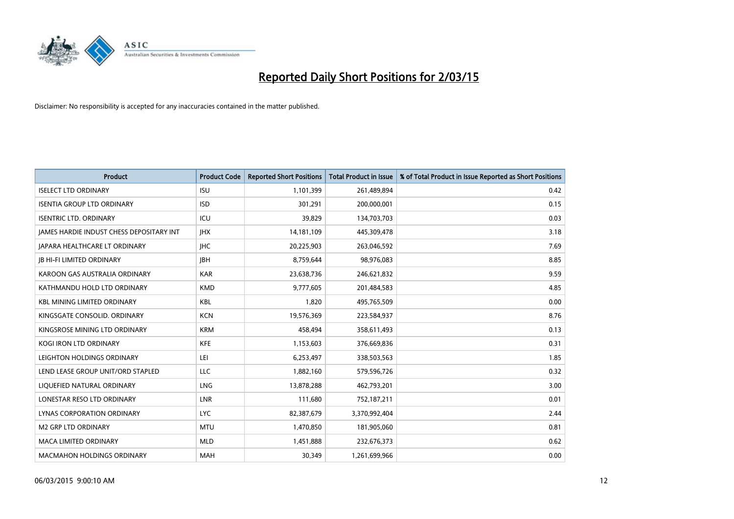# Reported Daily Short Positions for 2/03/15

Disclaimer: No responsibility is accepted for any inaccuracies contained in the matter published.

| Product | Product Code | Reported Short Positions | Total Product in Issue | % of Total Product in Issue Reported as Short Positions |
|---|---|---|---|---|
| ISELECT LTD ORDINARY | ISU | 1,101,399 | 261,489,894 | 0.42 |
| ISENTIA GROUP LTD ORDINARY | ISD | 301,291 | 200,000,001 | 0.15 |
| ISENTRIC LTD. ORDINARY | ICU | 39,829 | 134,703,703 | 0.03 |
| JAMES HARDIE INDUST CHESS DEPOSITARY INT | JHX | 14,181,109 | 445,309,478 | 3.18 |
| JAPARA HEALTHCARE LT ORDINARY | JHC | 20,225,903 | 263,046,592 | 7.69 |
| JB HI-FI LIMITED ORDINARY | JBH | 8,759,644 | 98,976,083 | 8.85 |
| KAROON GAS AUSTRALIA ORDINARY | KAR | 23,638,736 | 246,621,832 | 9.59 |
| KATHMANDU HOLD LTD ORDINARY | KMD | 9,777,605 | 201,484,583 | 4.85 |
| KBL MINING LIMITED ORDINARY | KBL | 1,820 | 495,765,509 | 0.00 |
| KINGSGATE CONSOLID. ORDINARY | KCN | 19,576,369 | 223,584,937 | 8.76 |
| KINGSROSE MINING LTD ORDINARY | KRM | 458,494 | 358,611,493 | 0.13 |
| KOGI IRON LTD ORDINARY | KFE | 1,153,603 | 376,669,836 | 0.31 |
| LEIGHTON HOLDINGS ORDINARY | LEI | 6,253,497 | 338,503,563 | 1.85 |
| LEND LEASE GROUP UNIT/ORD STAPLED | LLC | 1,882,160 | 579,596,726 | 0.32 |
| LIQUEFIED NATURAL ORDINARY | LNG | 13,878,288 | 462,793,201 | 3.00 |
| LONESTAR RESO LTD ORDINARY | LNR | 111,680 | 752,187,211 | 0.01 |
| LYNAS CORPORATION ORDINARY | LYC | 82,387,679 | 3,370,992,404 | 2.44 |
| M2 GRP LTD ORDINARY | MTU | 1,470,850 | 181,905,060 | 0.81 |
| MACA LIMITED ORDINARY | MLD | 1,451,888 | 232,676,373 | 0.62 |
| MACMAHON HOLDINGS ORDINARY | MAH | 30,349 | 1,261,699,966 | 0.00 |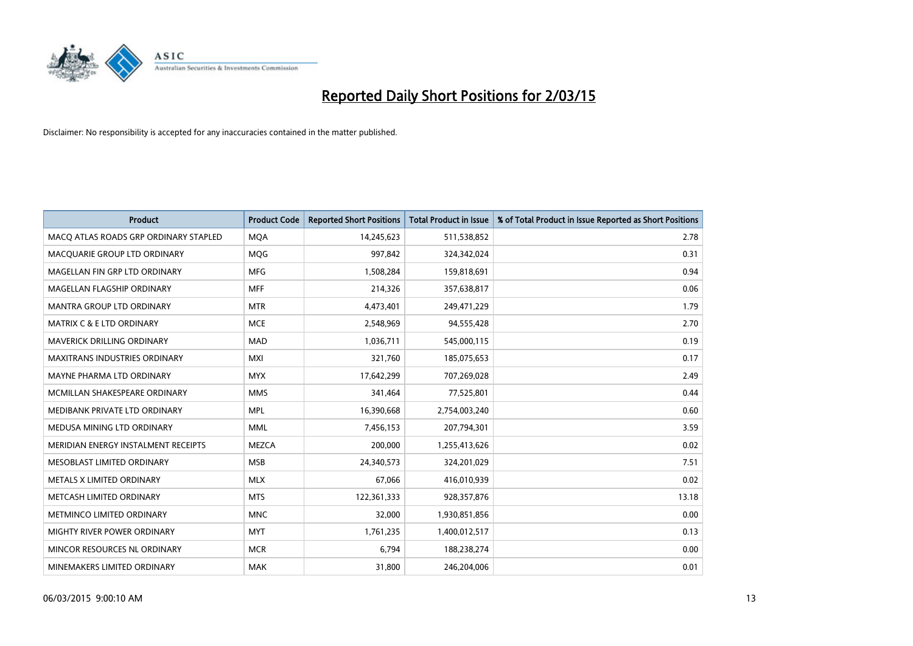# Reported Daily Short Positions for 2/03/15

Disclaimer: No responsibility is accepted for any inaccuracies contained in the matter published.

| Product | Product Code | Reported Short Positions | Total Product in Issue | % of Total Product in Issue Reported as Short Positions |
|---|---|---|---|---|
| MACQ ATLAS ROADS GRP ORDINARY STAPLED | MQA | 14,245,623 | 511,538,852 | 2.78 |
| MACQUARIE GROUP LTD ORDINARY | MQG | 997,842 | 324,342,024 | 0.31 |
| MAGELLAN FIN GRP LTD ORDINARY | MFG | 1,508,284 | 159,818,691 | 0.94 |
| MAGELLAN FLAGSHIP ORDINARY | MFF | 214,326 | 357,638,817 | 0.06 |
| MANTRA GROUP LTD ORDINARY | MTR | 4,473,401 | 249,471,229 | 1.79 |
| MATRIX C & E LTD ORDINARY | MCE | 2,548,969 | 94,555,428 | 2.70 |
| MAVERICK DRILLING ORDINARY | MAD | 1,036,711 | 545,000,115 | 0.19 |
| MAXITRANS INDUSTRIES ORDINARY | MXI | 321,760 | 185,075,653 | 0.17 |
| MAYNE PHARMA LTD ORDINARY | MYX | 17,642,299 | 707,269,028 | 2.49 |
| MCMILLAN SHAKESPEARE ORDINARY | MMS | 341,464 | 77,525,801 | 0.44 |
| MEDIBANK PRIVATE LTD ORDINARY | MPL | 16,390,668 | 2,754,003,240 | 0.60 |
| MEDUSA MINING LTD ORDINARY | MML | 7,456,153 | 207,794,301 | 3.59 |
| MERIDIAN ENERGY INSTALMENT RECEIPTS | MEZCA | 200,000 | 1,255,413,626 | 0.02 |
| MESOBLAST LIMITED ORDINARY | MSB | 24,340,573 | 324,201,029 | 7.51 |
| METALS X LIMITED ORDINARY | MLX | 67,066 | 416,010,939 | 0.02 |
| METCASH LIMITED ORDINARY | MTS | 122,361,333 | 928,357,876 | 13.18 |
| METMINCO LIMITED ORDINARY | MNC | 32,000 | 1,930,851,856 | 0.00 |
| MIGHTY RIVER POWER ORDINARY | MYT | 1,761,235 | 1,400,012,517 | 0.13 |
| MINCOR RESOURCES NL ORDINARY | MCR | 6,794 | 188,238,274 | 0.00 |
| MINEMAKERS LIMITED ORDINARY | MAK | 31,800 | 246,204,006 | 0.01 |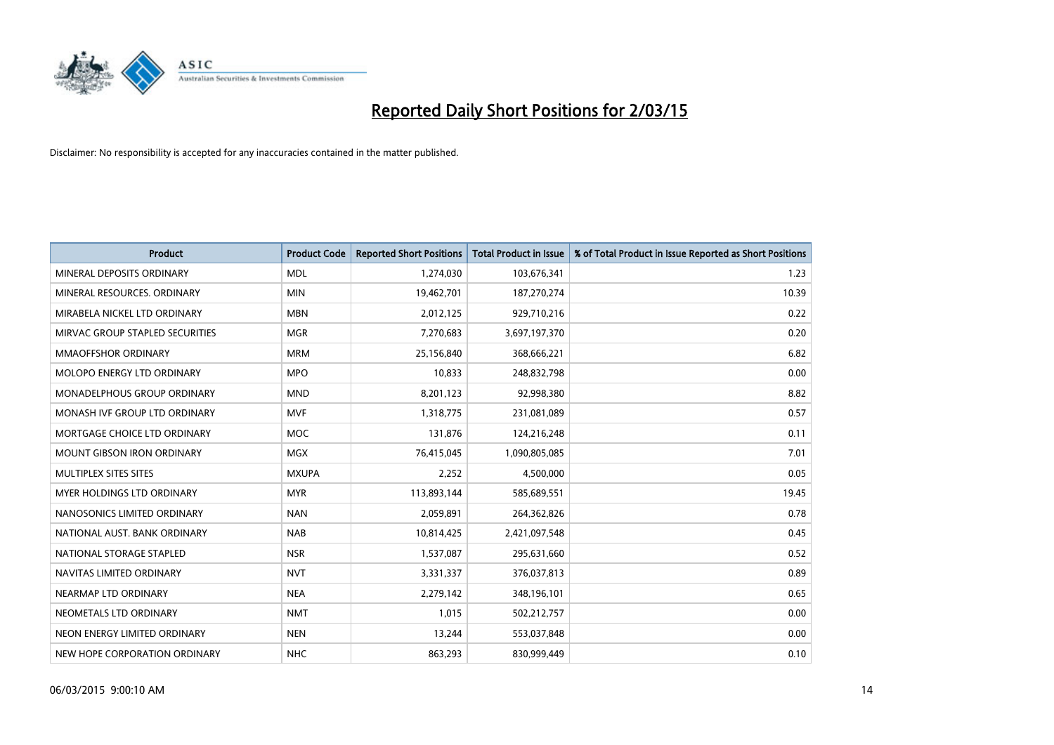# Reported Daily Short Positions for 2/03/15

Disclaimer: No responsibility is accepted for any inaccuracies contained in the matter published.

| Product | Product Code | Reported Short Positions | Total Product in Issue | % of Total Product in Issue Reported as Short Positions |
|---|---|---|---|---|
| MINERAL DEPOSITS ORDINARY | MDL | 1,274,030 | 103,676,341 | 1.23 |
| MINERAL RESOURCES. ORDINARY | MIN | 19,462,701 | 187,270,274 | 10.39 |
| MIRABELA NICKEL LTD ORDINARY | MBN | 2,012,125 | 929,710,216 | 0.22 |
| MIRVAC GROUP STAPLED SECURITIES | MGR | 7,270,683 | 3,697,197,370 | 0.20 |
| MMAOFFSHOR ORDINARY | MRM | 25,156,840 | 368,666,221 | 6.82 |
| MOLOPO ENERGY LTD ORDINARY | MPO | 10,833 | 248,832,798 | 0.00 |
| MONADELPHOUS GROUP ORDINARY | MND | 8,201,123 | 92,998,380 | 8.82 |
| MONASH IVF GROUP LTD ORDINARY | MVF | 1,318,775 | 231,081,089 | 0.57 |
| MORTGAGE CHOICE LTD ORDINARY | MOC | 131,876 | 124,216,248 | 0.11 |
| MOUNT GIBSON IRON ORDINARY | MGX | 76,415,045 | 1,090,805,085 | 7.01 |
| MULTIPLEX SITES SITES | MXUPA | 2,252 | 4,500,000 | 0.05 |
| MYER HOLDINGS LTD ORDINARY | MYR | 113,893,144 | 585,689,551 | 19.45 |
| NANOSONICS LIMITED ORDINARY | NAN | 2,059,891 | 264,362,826 | 0.78 |
| NATIONAL AUST. BANK ORDINARY | NAB | 10,814,425 | 2,421,097,548 | 0.45 |
| NATIONAL STORAGE STAPLED | NSR | 1,537,087 | 295,631,660 | 0.52 |
| NAVITAS LIMITED ORDINARY | NVT | 3,331,337 | 376,037,813 | 0.89 |
| NEARMAP LTD ORDINARY | NEA | 2,279,142 | 348,196,101 | 0.65 |
| NEOMETALS LTD ORDINARY | NMT | 1,015 | 502,212,757 | 0.00 |
| NEON ENERGY LIMITED ORDINARY | NEN | 13,244 | 553,037,848 | 0.00 |
| NEW HOPE CORPORATION ORDINARY | NHC | 863,293 | 830,999,449 | 0.10 |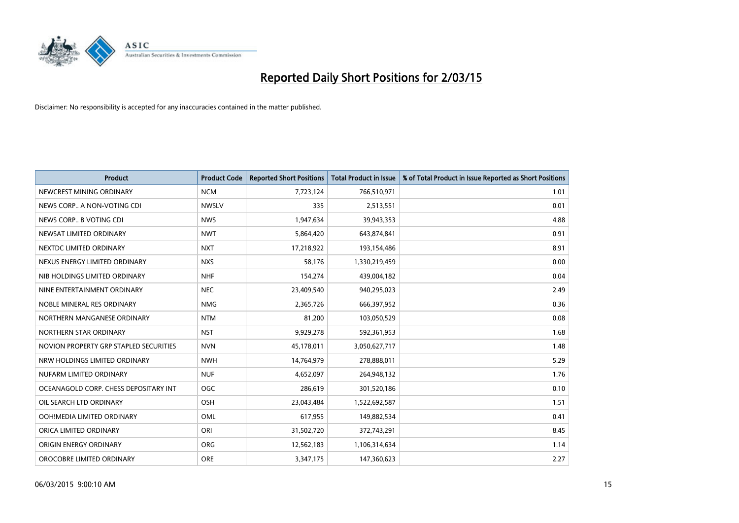# Reported Daily Short Positions for 2/03/15

Disclaimer: No responsibility is accepted for any inaccuracies contained in the matter published.

| Product | Product Code | Reported Short Positions | Total Product in Issue | % of Total Product in Issue Reported as Short Positions |
|---|---|---|---|---|
| NEWCREST MINING ORDINARY | NCM | 7,723,124 | 766,510,971 | 1.01 |
| NEWS CORP.. A NON-VOTING CDI | NWSLV | 335 | 2,513,551 | 0.01 |
| NEWS CORP.. B VOTING CDI | NWS | 1,947,634 | 39,943,353 | 4.88 |
| NEWSAT LIMITED ORDINARY | NWT | 5,864,420 | 643,874,841 | 0.91 |
| NEXTDC LIMITED ORDINARY | NXT | 17,218,922 | 193,154,486 | 8.91 |
| NEXUS ENERGY LIMITED ORDINARY | NXS | 58,176 | 1,330,219,459 | 0.00 |
| NIB HOLDINGS LIMITED ORDINARY | NHF | 154,274 | 439,004,182 | 0.04 |
| NINE ENTERTAINMENT ORDINARY | NEC | 23,409,540 | 940,295,023 | 2.49 |
| NOBLE MINERAL RES ORDINARY | NMG | 2,365,726 | 666,397,952 | 0.36 |
| NORTHERN MANGANESE ORDINARY | NTM | 81,200 | 103,050,529 | 0.08 |
| NORTHERN STAR ORDINARY | NST | 9,929,278 | 592,361,953 | 1.68 |
| NOVION PROPERTY GRP STAPLED SECURITIES | NVN | 45,178,011 | 3,050,627,717 | 1.48 |
| NRW HOLDINGS LIMITED ORDINARY | NWH | 14,764,979 | 278,888,011 | 5.29 |
| NUFARM LIMITED ORDINARY | NUF | 4,652,097 | 264,948,132 | 1.76 |
| OCEANAGOLD CORP. CHESS DEPOSITARY INT | OGC | 286,619 | 301,520,186 | 0.10 |
| OIL SEARCH LTD ORDINARY | OSH | 23,043,484 | 1,522,692,587 | 1.51 |
| OOH!MEDIA LIMITED ORDINARY | OML | 617,955 | 149,882,534 | 0.41 |
| ORICA LIMITED ORDINARY | ORI | 31,502,720 | 372,743,291 | 8.45 |
| ORIGIN ENERGY ORDINARY | ORG | 12,562,183 | 1,106,314,634 | 1.14 |
| OROCOBRE LIMITED ORDINARY | ORE | 3,347,175 | 147,360,623 | 2.27 |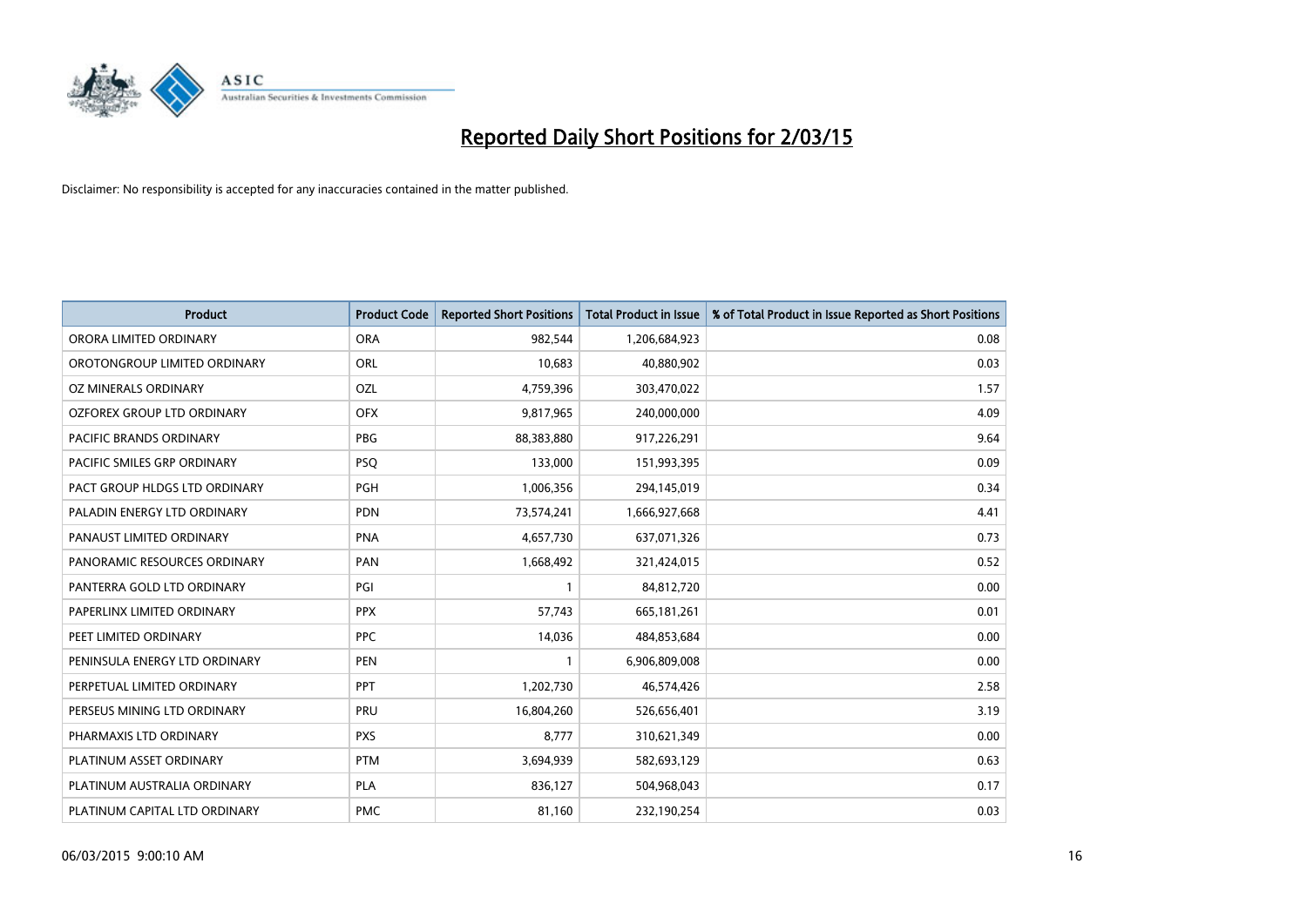# Reported Daily Short Positions for 2/03/15

Disclaimer: No responsibility is accepted for any inaccuracies contained in the matter published.

| Product | Product Code | Reported Short Positions | Total Product in Issue | % of Total Product in Issue Reported as Short Positions |
|---|---|---|---|---|
| ORORA LIMITED ORDINARY | ORA | 982,544 | 1,206,684,923 | 0.08 |
| OROTONGROUP LIMITED ORDINARY | ORL | 10,683 | 40,880,902 | 0.03 |
| OZ MINERALS ORDINARY | OZL | 4,759,396 | 303,470,022 | 1.57 |
| OZFOREX GROUP LTD ORDINARY | OFX | 9,817,965 | 240,000,000 | 4.09 |
| PACIFIC BRANDS ORDINARY | PBG | 88,383,880 | 917,226,291 | 9.64 |
| PACIFIC SMILES GRP ORDINARY | PSQ | 133,000 | 151,993,395 | 0.09 |
| PACT GROUP HLDGS LTD ORDINARY | PGH | 1,006,356 | 294,145,019 | 0.34 |
| PALADIN ENERGY LTD ORDINARY | PDN | 73,574,241 | 1,666,927,668 | 4.41 |
| PANAUST LIMITED ORDINARY | PNA | 4,657,730 | 637,071,326 | 0.73 |
| PANORAMIC RESOURCES ORDINARY | PAN | 1,668,492 | 321,424,015 | 0.52 |
| PANTERRA GOLD LTD ORDINARY | PGI | 1 | 84,812,720 | 0.00 |
| PAPERLINX LIMITED ORDINARY | PPX | 57,743 | 665,181,261 | 0.01 |
| PEET LIMITED ORDINARY | PPC | 14,036 | 484,853,684 | 0.00 |
| PENINSULA ENERGY LTD ORDINARY | PEN | 1 | 6,906,809,008 | 0.00 |
| PERPETUAL LIMITED ORDINARY | PPT | 1,202,730 | 46,574,426 | 2.58 |
| PERSEUS MINING LTD ORDINARY | PRU | 16,804,260 | 526,656,401 | 3.19 |
| PHARMAXIS LTD ORDINARY | PXS | 8,777 | 310,621,349 | 0.00 |
| PLATINUM ASSET ORDINARY | PTM | 3,694,939 | 582,693,129 | 0.63 |
| PLATINUM AUSTRALIA ORDINARY | PLA | 836,127 | 504,968,043 | 0.17 |
| PLATINUM CAPITAL LTD ORDINARY | PMC | 81,160 | 232,190,254 | 0.03 |

06/03/2015 9:00:10 AM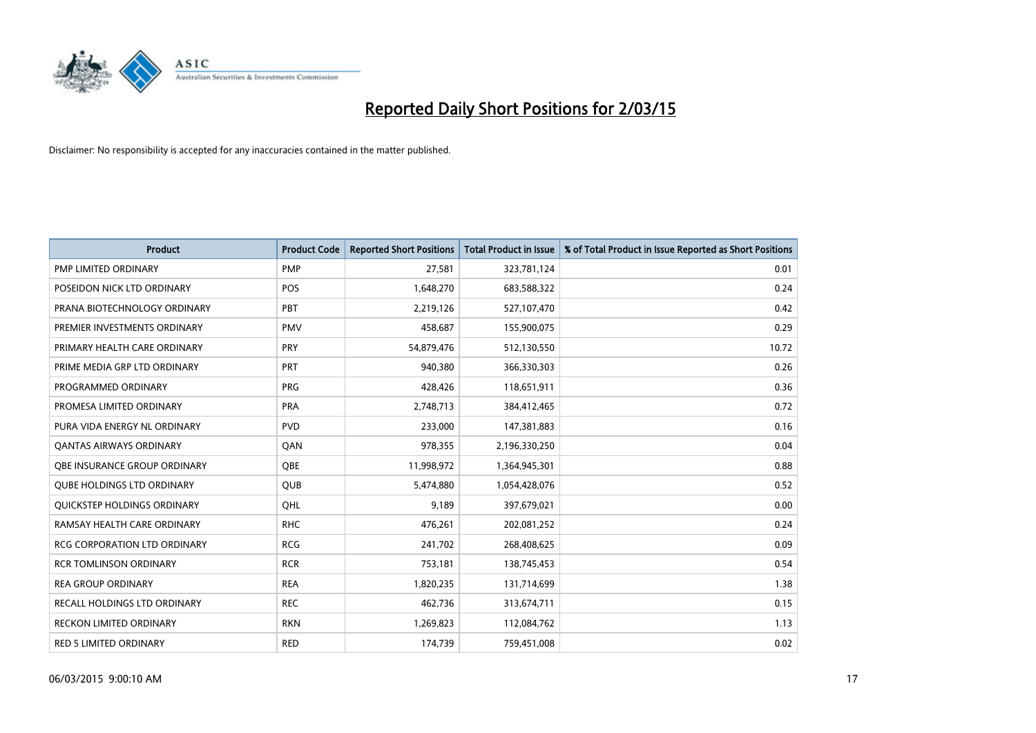# Reported Daily Short Positions for 2/03/15

Disclaimer: No responsibility is accepted for any inaccuracies contained in the matter published.

| Product | Product Code | Reported Short Positions | Total Product in Issue | % of Total Product in Issue Reported as Short Positions |
|---|---|---|---|---|
| PMP LIMITED ORDINARY | PMP | 27,581 | 323,781,124 | 0.01 |
| POSEIDON NICK LTD ORDINARY | POS | 1,648,270 | 683,588,322 | 0.24 |
| PRANA BIOTECHNOLOGY ORDINARY | PBT | 2,219,126 | 527,107,470 | 0.42 |
| PREMIER INVESTMENTS ORDINARY | PMV | 458,687 | 155,900,075 | 0.29 |
| PRIMARY HEALTH CARE ORDINARY | PRY | 54,879,476 | 512,130,550 | 10.72 |
| PRIME MEDIA GRP LTD ORDINARY | PRT | 940,380 | 366,330,303 | 0.26 |
| PROGRAMMED ORDINARY | PRG | 428,426 | 118,651,911 | 0.36 |
| PROMESA LIMITED ORDINARY | PRA | 2,748,713 | 384,412,465 | 0.72 |
| PURA VIDA ENERGY NL ORDINARY | PVD | 233,000 | 147,381,883 | 0.16 |
| QANTAS AIRWAYS ORDINARY | QAN | 978,355 | 2,196,330,250 | 0.04 |
| QBE INSURANCE GROUP ORDINARY | QBE | 11,998,972 | 1,364,945,301 | 0.88 |
| QUBE HOLDINGS LTD ORDINARY | QUB | 5,474,880 | 1,054,428,076 | 0.52 |
| QUICKSTEP HOLDINGS ORDINARY | QHL | 9,189 | 397,679,021 | 0.00 |
| RAMSAY HEALTH CARE ORDINARY | RHC | 476,261 | 202,081,252 | 0.24 |
| RCG CORPORATION LTD ORDINARY | RCG | 241,702 | 268,408,625 | 0.09 |
| RCR TOMLINSON ORDINARY | RCR | 753,181 | 138,745,453 | 0.54 |
| REA GROUP ORDINARY | REA | 1,820,235 | 131,714,699 | 1.38 |
| RECALL HOLDINGS LTD ORDINARY | REC | 462,736 | 313,674,711 | 0.15 |
| RECKON LIMITED ORDINARY | RKN | 1,269,823 | 112,084,762 | 1.13 |
| RED 5 LIMITED ORDINARY | RED | 174,739 | 759,451,008 | 0.02 |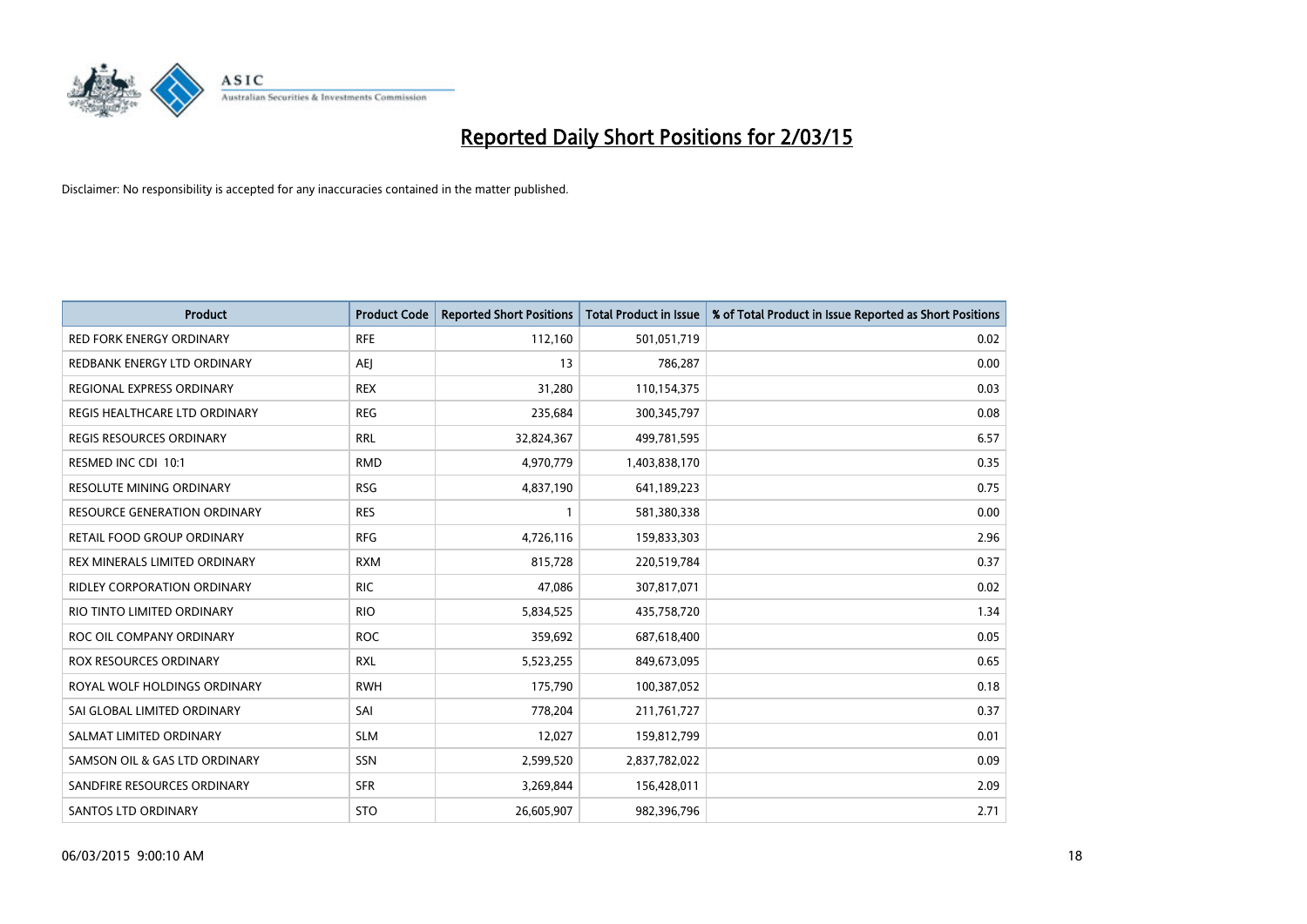# Reported Daily Short Positions for 2/03/15

Disclaimer: No responsibility is accepted for any inaccuracies contained in the matter published.

| Product | Product Code | Reported Short Positions | Total Product in Issue | % of Total Product in Issue Reported as Short Positions |
|---|---|---|---|---|
| RED FORK ENERGY ORDINARY | RFE | 112,160 | 501,051,719 | 0.02 |
| REDBANK ENERGY LTD ORDINARY | AEJ | 13 | 786,287 | 0.00 |
| REGIONAL EXPRESS ORDINARY | REX | 31,280 | 110,154,375 | 0.03 |
| REGIS HEALTHCARE LTD ORDINARY | REG | 235,684 | 300,345,797 | 0.08 |
| REGIS RESOURCES ORDINARY | RRL | 32,824,367 | 499,781,595 | 6.57 |
| RESMED INC CDI 10:1 | RMD | 4,970,779 | 1,403,838,170 | 0.35 |
| RESOLUTE MINING ORDINARY | RSG | 4,837,190 | 641,189,223 | 0.75 |
| RESOURCE GENERATION ORDINARY | RES | 1 | 581,380,338 | 0.00 |
| RETAIL FOOD GROUP ORDINARY | RFG | 4,726,116 | 159,833,303 | 2.96 |
| REX MINERALS LIMITED ORDINARY | RXM | 815,728 | 220,519,784 | 0.37 |
| RIDLEY CORPORATION ORDINARY | RIC | 47,086 | 307,817,071 | 0.02 |
| RIO TINTO LIMITED ORDINARY | RIO | 5,834,525 | 435,758,720 | 1.34 |
| ROC OIL COMPANY ORDINARY | ROC | 359,692 | 687,618,400 | 0.05 |
| ROX RESOURCES ORDINARY | RXL | 5,523,255 | 849,673,095 | 0.65 |
| ROYAL WOLF HOLDINGS ORDINARY | RWH | 175,790 | 100,387,052 | 0.18 |
| SAI GLOBAL LIMITED ORDINARY | SAI | 778,204 | 211,761,727 | 0.37 |
| SALMAT LIMITED ORDINARY | SLM | 12,027 | 159,812,799 | 0.01 |
| SAMSON OIL & GAS LTD ORDINARY | SSN | 2,599,520 | 2,837,782,022 | 0.09 |
| SANDFIRE RESOURCES ORDINARY | SFR | 3,269,844 | 156,428,011 | 2.09 |
| SANTOS LTD ORDINARY | STO | 26,605,907 | 982,396,796 | 2.71 |

06/03/2015 9:00:10 AM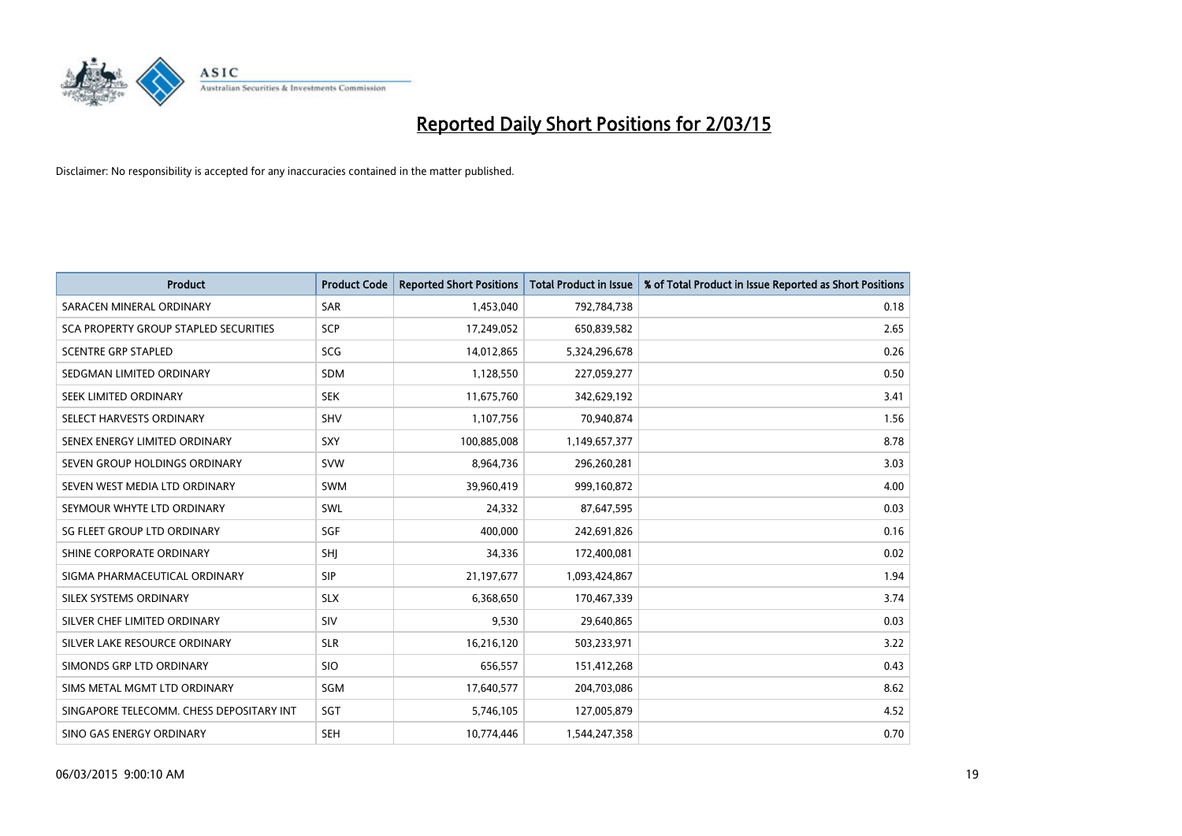# Reported Daily Short Positions for 2/03/15

Disclaimer: No responsibility is accepted for any inaccuracies contained in the matter published.

| Product | Product Code | Reported Short Positions | Total Product in Issue | % of Total Product in Issue Reported as Short Positions |
| --- | --- | --- | --- | --- |
| SARACEN MINERAL ORDINARY | SAR | 1,453,040 | 792,784,738 | 0.18 |
| SCA PROPERTY GROUP STAPLED SECURITIES | SCP | 17,249,052 | 650,839,582 | 2.65 |
| SCENTRE GRP STAPLED | SCG | 14,012,865 | 5,324,296,678 | 0.26 |
| SEDGMAN LIMITED ORDINARY | SDM | 1,128,550 | 227,059,277 | 0.50 |
| SEEK LIMITED ORDINARY | SEK | 11,675,760 | 342,629,192 | 3.41 |
| SELECT HARVESTS ORDINARY | SHV | 1,107,756 | 70,940,874 | 1.56 |
| SENEX ENERGY LIMITED ORDINARY | SXY | 100,885,008 | 1,149,657,377 | 8.78 |
| SEVEN GROUP HOLDINGS ORDINARY | SVW | 8,964,736 | 296,260,281 | 3.03 |
| SEVEN WEST MEDIA LTD ORDINARY | SWM | 39,960,419 | 999,160,872 | 4.00 |
| SEYMOUR WHYTE LTD ORDINARY | SWL | 24,332 | 87,647,595 | 0.03 |
| SG FLEET GROUP LTD ORDINARY | SGF | 400,000 | 242,691,826 | 0.16 |
| SHINE CORPORATE ORDINARY | SHJ | 34,336 | 172,400,081 | 0.02 |
| SIGMA PHARMACEUTICAL ORDINARY | SIP | 21,197,677 | 1,093,424,867 | 1.94 |
| SILEX SYSTEMS ORDINARY | SLX | 6,368,650 | 170,467,339 | 3.74 |
| SILVER CHEF LIMITED ORDINARY | SIV | 9,530 | 29,640,865 | 0.03 |
| SILVER LAKE RESOURCE ORDINARY | SLR | 16,216,120 | 503,233,971 | 3.22 |
| SIMONDS GRP LTD ORDINARY | SIO | 656,557 | 151,412,268 | 0.43 |
| SIMS METAL MGMT LTD ORDINARY | SGM | 17,640,577 | 204,703,086 | 8.62 |
| SINGAPORE TELECOMM. CHESS DEPOSITARY INT | SGT | 5,746,105 | 127,005,879 | 4.52 |
| SINO GAS ENERGY ORDINARY | SEH | 10,774,446 | 1,544,247,358 | 0.70 |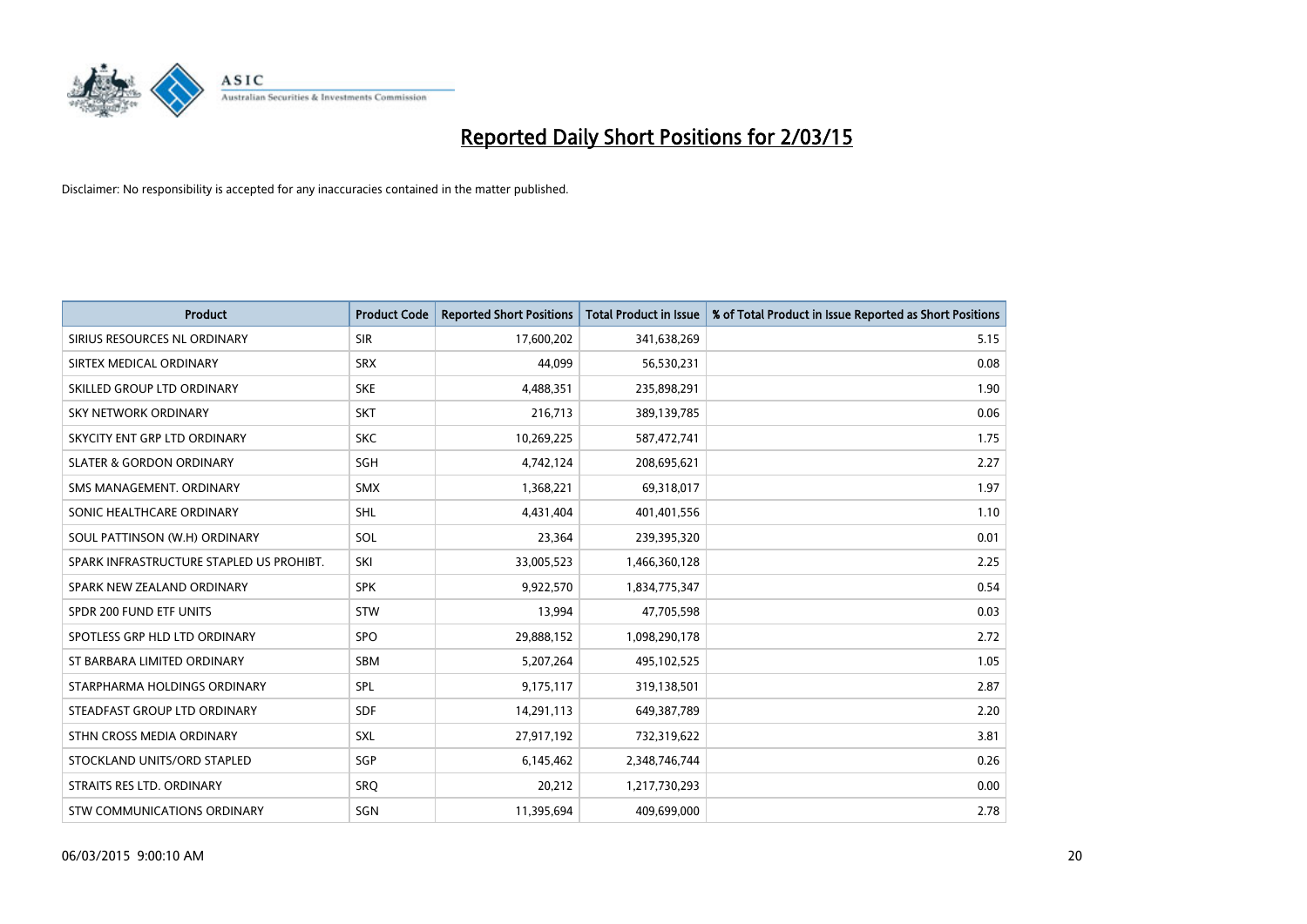# Reported Daily Short Positions for 2/03/15

Disclaimer: No responsibility is accepted for any inaccuracies contained in the matter published.

| Product | Product Code | Reported Short Positions | Total Product in Issue | % of Total Product in Issue Reported as Short Positions |
| --- | --- | --- | --- | --- |
| SIRIUS RESOURCES NL ORDINARY | SIR | 17,600,202 | 341,638,269 | 5.15 |
| SIRTEX MEDICAL ORDINARY | SRX | 44,099 | 56,530,231 | 0.08 |
| SKILLED GROUP LTD ORDINARY | SKE | 4,488,351 | 235,898,291 | 1.90 |
| SKY NETWORK ORDINARY | SKT | 216,713 | 389,139,785 | 0.06 |
| SKYCITY ENT GRP LTD ORDINARY | SKC | 10,269,225 | 587,472,741 | 1.75 |
| SLATER & GORDON ORDINARY | SGH | 4,742,124 | 208,695,621 | 2.27 |
| SMS MANAGEMENT. ORDINARY | SMX | 1,368,221 | 69,318,017 | 1.97 |
| SONIC HEALTHCARE ORDINARY | SHL | 4,431,404 | 401,401,556 | 1.10 |
| SOUL PATTINSON (W.H) ORDINARY | SOL | 23,364 | 239,395,320 | 0.01 |
| SPARK INFRASTRUCTURE STAPLED US PROHIBT. | SKI | 33,005,523 | 1,466,360,128 | 2.25 |
| SPARK NEW ZEALAND ORDINARY | SPK | 9,922,570 | 1,834,775,347 | 0.54 |
| SPDR 200 FUND ETF UNITS | STW | 13,994 | 47,705,598 | 0.03 |
| SPOTLESS GRP HLD LTD ORDINARY | SPO | 29,888,152 | 1,098,290,178 | 2.72 |
| ST BARBARA LIMITED ORDINARY | SBM | 5,207,264 | 495,102,525 | 1.05 |
| STARPHARMA HOLDINGS ORDINARY | SPL | 9,175,117 | 319,138,501 | 2.87 |
| STEADFAST GROUP LTD ORDINARY | SDF | 14,291,113 | 649,387,789 | 2.20 |
| STHN CROSS MEDIA ORDINARY | SXL | 27,917,192 | 732,319,622 | 3.81 |
| STOCKLAND UNITS/ORD STAPLED | SGP | 6,145,462 | 2,348,746,744 | 0.26 |
| STRAITS RES LTD. ORDINARY | SRQ | 20,212 | 1,217,730,293 | 0.00 |
| STW COMMUNICATIONS ORDINARY | SGN | 11,395,694 | 409,699,000 | 2.78 |

06/03/2015 9:00:10 AM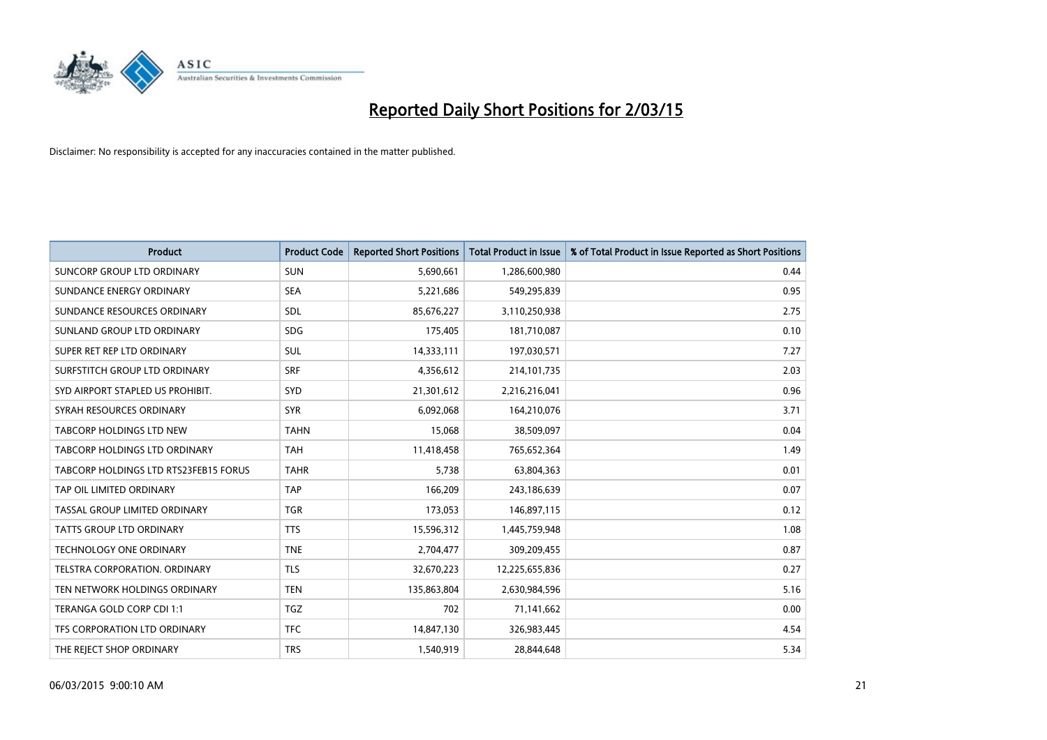# Reported Daily Short Positions for 2/03/15

Disclaimer: No responsibility is accepted for any inaccuracies contained in the matter published.

| Product | Product Code | Reported Short Positions | Total Product in Issue | % of Total Product in Issue Reported as Short Positions |
|---|---|---|---|---|
| SUNCORP GROUP LTD ORDINARY | SUN | 5,690,661 | 1,286,600,980 | 0.44 |
| SUNDANCE ENERGY ORDINARY | SEA | 5,221,686 | 549,295,839 | 0.95 |
| SUNDANCE RESOURCES ORDINARY | SDL | 85,676,227 | 3,110,250,938 | 2.75 |
| SUNLAND GROUP LTD ORDINARY | SDG | 175,405 | 181,710,087 | 0.10 |
| SUPER RET REP LTD ORDINARY | SUL | 14,333,111 | 197,030,571 | 7.27 |
| SURFSTITCH GROUP LTD ORDINARY | SRF | 4,356,612 | 214,101,735 | 2.03 |
| SYD AIRPORT STAPLED US PROHIBIT. | SYD | 21,301,612 | 2,216,216,041 | 0.96 |
| SYRAH RESOURCES ORDINARY | SYR | 6,092,068 | 164,210,076 | 3.71 |
| TABCORP HOLDINGS LTD NEW | TAHN | 15,068 | 38,509,097 | 0.04 |
| TABCORP HOLDINGS LTD ORDINARY | TAH | 11,418,458 | 765,652,364 | 1.49 |
| TABCORP HOLDINGS LTD RTS23FEB15 FORUS | TAHR | 5,738 | 63,804,363 | 0.01 |
| TAP OIL LIMITED ORDINARY | TAP | 166,209 | 243,186,639 | 0.07 |
| TASSAL GROUP LIMITED ORDINARY | TGR | 173,053 | 146,897,115 | 0.12 |
| TATTS GROUP LTD ORDINARY | TTS | 15,596,312 | 1,445,759,948 | 1.08 |
| TECHNOLOGY ONE ORDINARY | TNE | 2,704,477 | 309,209,455 | 0.87 |
| TELSTRA CORPORATION. ORDINARY | TLS | 32,670,223 | 12,225,655,836 | 0.27 |
| TEN NETWORK HOLDINGS ORDINARY | TEN | 135,863,804 | 2,630,984,596 | 5.16 |
| TERANGA GOLD CORP CDI 1:1 | TGZ | 702 | 71,141,662 | 0.00 |
| TFS CORPORATION LTD ORDINARY | TFC | 14,847,130 | 326,983,445 | 4.54 |
| THE REJECT SHOP ORDINARY | TRS | 1,540,919 | 28,844,648 | 5.34 |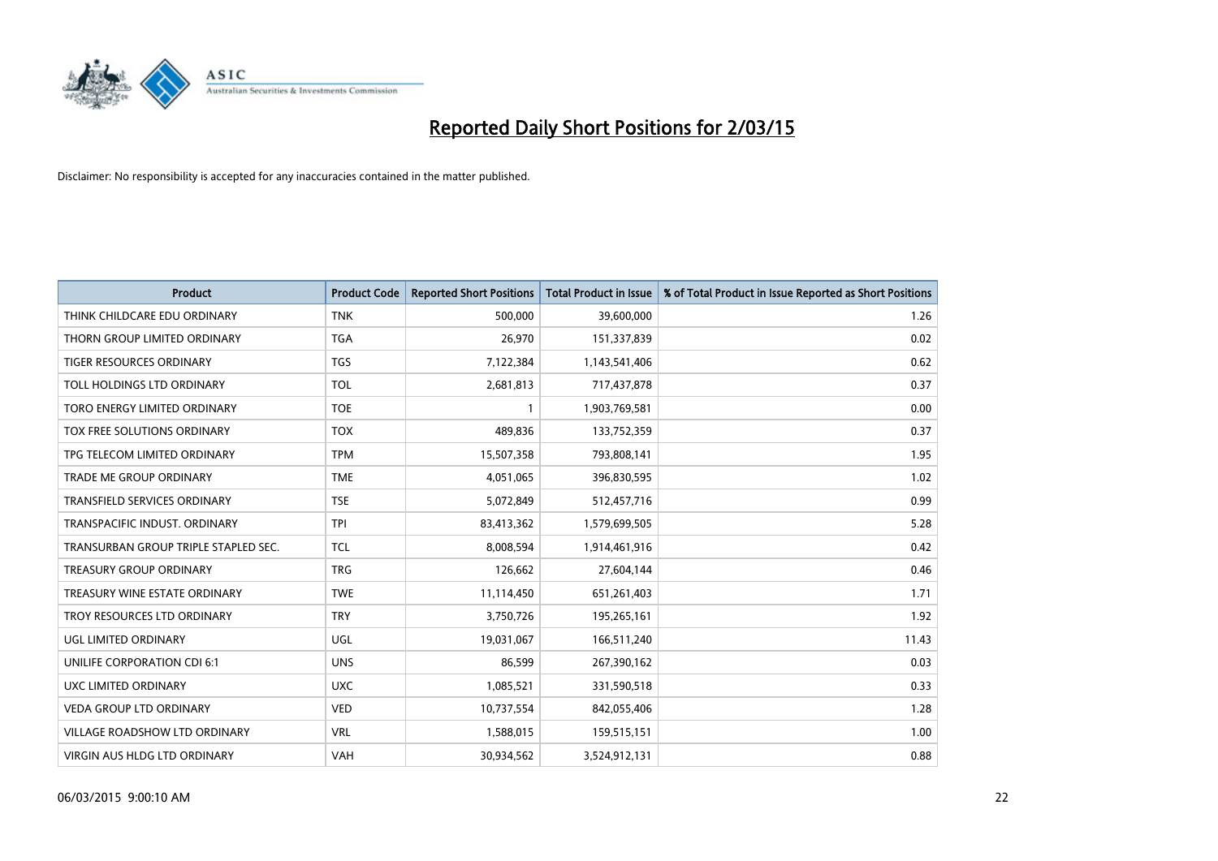# Reported Daily Short Positions for 2/03/15

Disclaimer: No responsibility is accepted for any inaccuracies contained in the matter published.

| Product | Product Code | Reported Short Positions | Total Product in Issue | % of Total Product in Issue Reported as Short Positions |
|---|---|---|---|---|
| THINK CHILDCARE EDU ORDINARY | TNK | 500,000 | 39,600,000 | 1.26 |
| THORN GROUP LIMITED ORDINARY | TGA | 26,970 | 151,337,839 | 0.02 |
| TIGER RESOURCES ORDINARY | TGS | 7,122,384 | 1,143,541,406 | 0.62 |
| TOLL HOLDINGS LTD ORDINARY | TOL | 2,681,813 | 717,437,878 | 0.37 |
| TORO ENERGY LIMITED ORDINARY | TOE | 1 | 1,903,769,581 | 0.00 |
| TOX FREE SOLUTIONS ORDINARY | TOX | 489,836 | 133,752,359 | 0.37 |
| TPG TELECOM LIMITED ORDINARY | TPM | 15,507,358 | 793,808,141 | 1.95 |
| TRADE ME GROUP ORDINARY | TME | 4,051,065 | 396,830,595 | 1.02 |
| TRANSFIELD SERVICES ORDINARY | TSE | 5,072,849 | 512,457,716 | 0.99 |
| TRANSPACIFIC INDUST. ORDINARY | TPI | 83,413,362 | 1,579,699,505 | 5.28 |
| TRANSURBAN GROUP TRIPLE STAPLED SEC. | TCL | 8,008,594 | 1,914,461,916 | 0.42 |
| TREASURY GROUP ORDINARY | TRG | 126,662 | 27,604,144 | 0.46 |
| TREASURY WINE ESTATE ORDINARY | TWE | 11,114,450 | 651,261,403 | 1.71 |
| TROY RESOURCES LTD ORDINARY | TRY | 3,750,726 | 195,265,161 | 1.92 |
| UGL LIMITED ORDINARY | UGL | 19,031,067 | 166,511,240 | 11.43 |
| UNILIFE CORPORATION CDI 6:1 | UNS | 86,599 | 267,390,162 | 0.03 |
| UXC LIMITED ORDINARY | UXC | 1,085,521 | 331,590,518 | 0.33 |
| VEDA GROUP LTD ORDINARY | VED | 10,737,554 | 842,055,406 | 1.28 |
| VILLAGE ROADSHOW LTD ORDINARY | VRL | 1,588,015 | 159,515,151 | 1.00 |
| VIRGIN AUS HLDG LTD ORDINARY | VAH | 30,934,562 | 3,524,912,131 | 0.88 |

06/03/2015 9:00:10 AM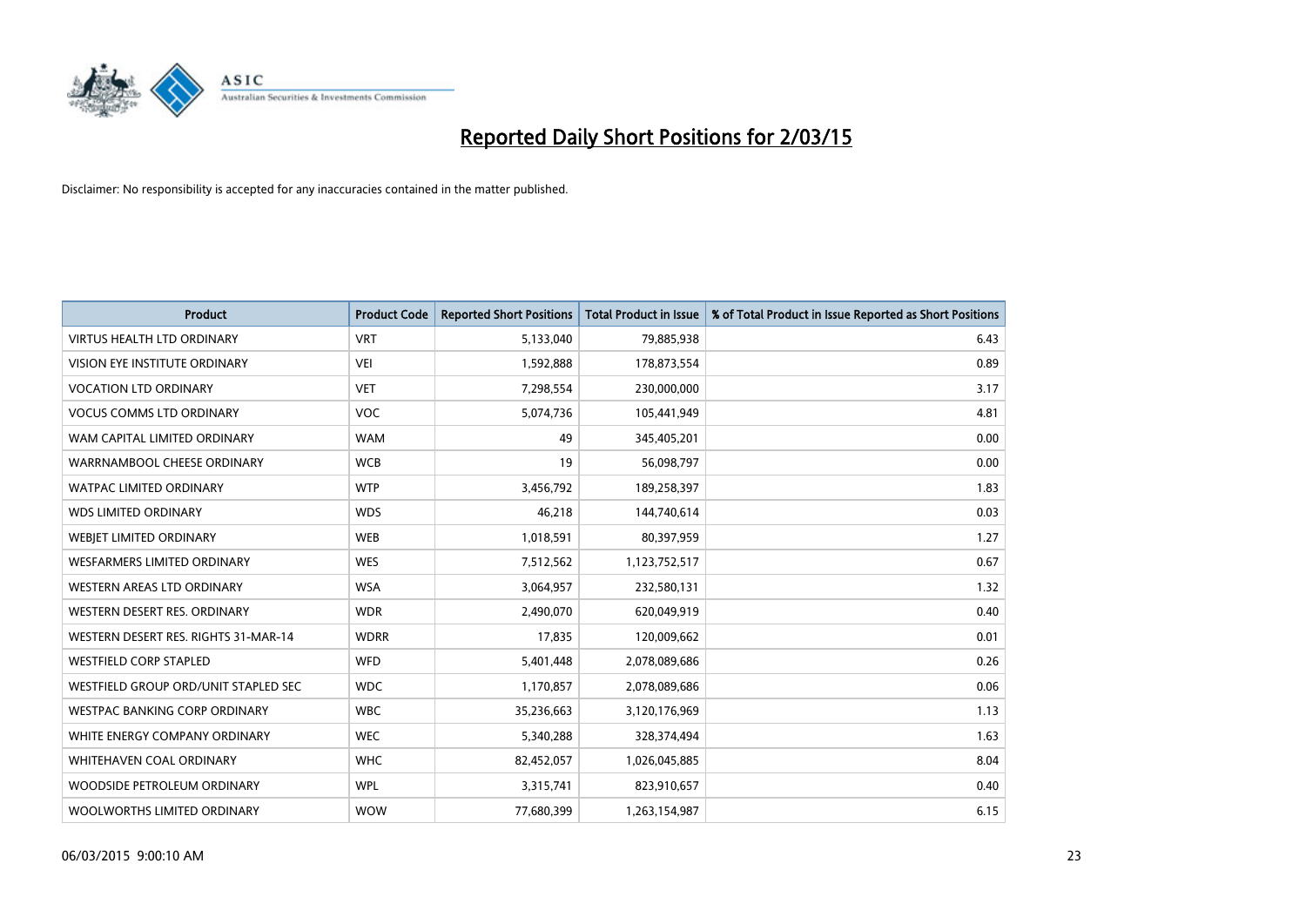# Reported Daily Short Positions for 2/03/15

Disclaimer: No responsibility is accepted for any inaccuracies contained in the matter published.

| Product | Product Code | Reported Short Positions | Total Product in Issue | % of Total Product in Issue Reported as Short Positions |
|---|---|---|---|---|
| VIRTUS HEALTH LTD ORDINARY | VRT | 5,133,040 | 79,885,938 | 6.43 |
| VISION EYE INSTITUTE ORDINARY | VEI | 1,592,888 | 178,873,554 | 0.89 |
| VOCATION LTD ORDINARY | VET | 7,298,554 | 230,000,000 | 3.17 |
| VOCUS COMMS LTD ORDINARY | VOC | 5,074,736 | 105,441,949 | 4.81 |
| WAM CAPITAL LIMITED ORDINARY | WAM | 49 | 345,405,201 | 0.00 |
| WARRNAMBOOL CHEESE ORDINARY | WCB | 19 | 56,098,797 | 0.00 |
| WATPAC LIMITED ORDINARY | WTP | 3,456,792 | 189,258,397 | 1.83 |
| WDS LIMITED ORDINARY | WDS | 46,218 | 144,740,614 | 0.03 |
| WEBJET LIMITED ORDINARY | WEB | 1,018,591 | 80,397,959 | 1.27 |
| WESFARMERS LIMITED ORDINARY | WES | 7,512,562 | 1,123,752,517 | 0.67 |
| WESTERN AREAS LTD ORDINARY | WSA | 3,064,957 | 232,580,131 | 1.32 |
| WESTERN DESERT RES. ORDINARY | WDR | 2,490,070 | 620,049,919 | 0.40 |
| WESTERN DESERT RES. RIGHTS 31-MAR-14 | WDRR | 17,835 | 120,009,662 | 0.01 |
| WESTFIELD CORP STAPLED | WFD | 5,401,448 | 2,078,089,686 | 0.26 |
| WESTFIELD GROUP ORD/UNIT STAPLED SEC | WDC | 1,170,857 | 2,078,089,686 | 0.06 |
| WESTPAC BANKING CORP ORDINARY | WBC | 35,236,663 | 3,120,176,969 | 1.13 |
| WHITE ENERGY COMPANY ORDINARY | WEC | 5,340,288 | 328,374,494 | 1.63 |
| WHITEHAVEN COAL ORDINARY | WHC | 82,452,057 | 1,026,045,885 | 8.04 |
| WOODSIDE PETROLEUM ORDINARY | WPL | 3,315,741 | 823,910,657 | 0.40 |
| WOOLWORTHS LIMITED ORDINARY | WOW | 77,680,399 | 1,263,154,987 | 6.15 |

06/03/2015 9:00:10 AM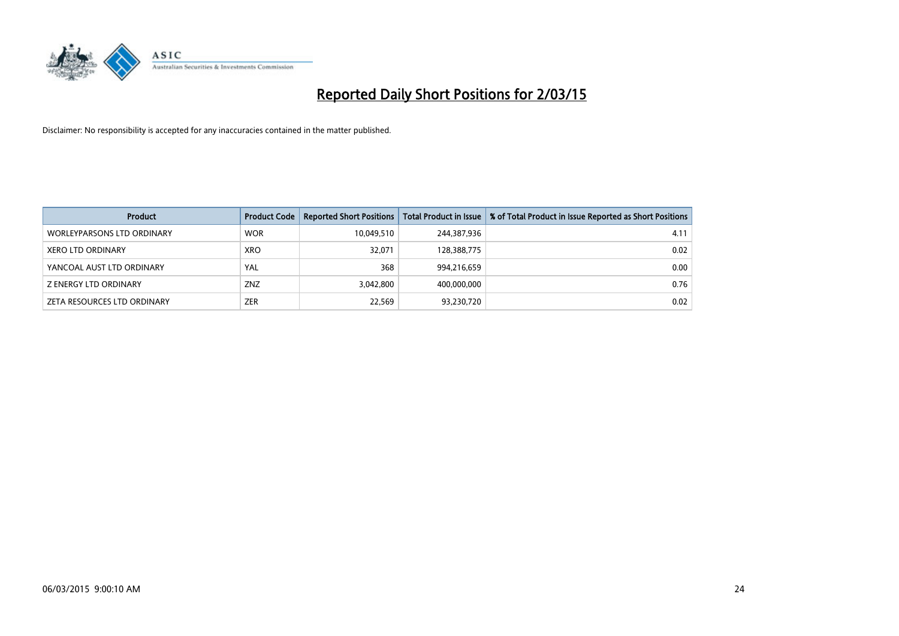# Reported Daily Short Positions for 2/03/15

Disclaimer: No responsibility is accepted for any inaccuracies contained in the matter published.

| Product | Product Code | Reported Short Positions | Total Product in Issue | % of Total Product in Issue Reported as Short Positions |
|---|---|---|---|---|
| WORLEYPARSONS LTD ORDINARY | WOR | 10,049,510 | 244,387,936 | 4.11 |
| XERO LTD ORDINARY | XRO | 32,071 | 128,388,775 | 0.02 |
| YANCOAL AUST LTD ORDINARY | YAL | 368 | 994,216,659 | 0.00 |
| Z ENERGY LTD ORDINARY | ZNZ | 3,042,800 | 400,000,000 | 0.76 |
| ZETA RESOURCES LTD ORDINARY | ZER | 22,569 | 93,230,720 | 0.02 |